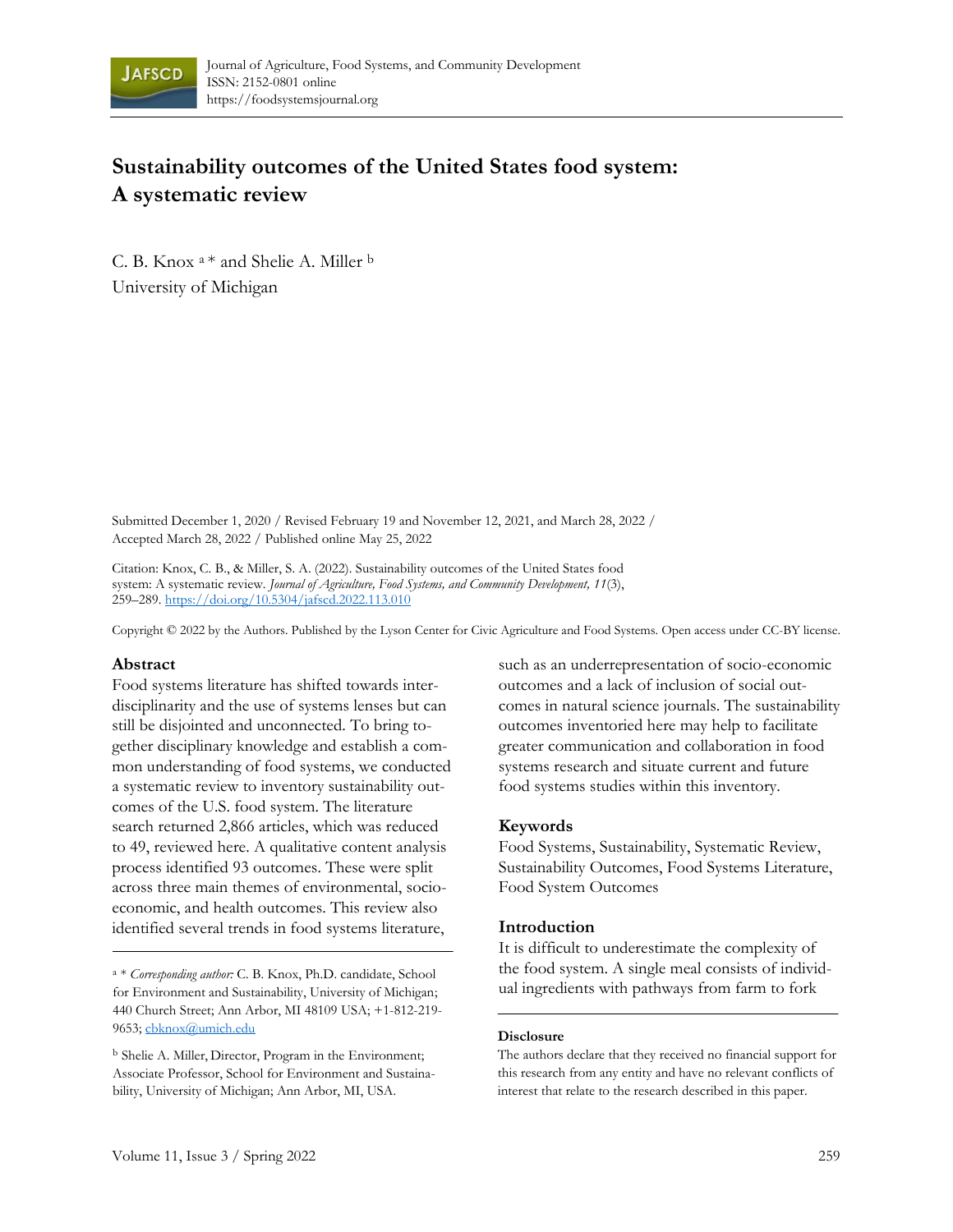# Sustainability outcomes of the United States food system: A systematic review

C. B. Knox [a] * and Shelie A. Miller [b]
University of Michigan

Submitted December 1, 2020 / Revised February 19 and November 12, 2021, and March 28, 2022 / Accepted March 28, 2022 / Published online May 25, 2022

Citation: Knox, C. B., & Miller, S. A. (2022). Sustainability outcomes of the United States food system: A systematic review. *Journal of Agriculture, Food Systems, and Community Development, 11*(3), 259–289. https://doi.org/10.5304/jafscd.2022.113.010

Copyright © 2022 by the Authors. Published by the Lyson Center for Civic Agriculture and Food Systems. Open access under CC-BY license.

## Abstract

Food systems literature has shifted towards interdisciplinarity and the use of systems lenses but can still be disjointed and unconnected. To bring together disciplinary knowledge and establish a common understanding of food systems, we conducted a systematic review to inventory sustainability outcomes of the U.S. food system. The literature search returned 2,866 articles, which was reduced to 49, reviewed here. A qualitative content analysis process identified 93 outcomes. These were split across three main themes of environmental, socio-economic, and health outcomes. This review also identified several trends in food systems literature, such as an underrepresentation of socio-economic outcomes and a lack of inclusion of social outcomes in natural science journals. The sustainability outcomes inventoried here may help to facilitate greater communication and collaboration in food systems research and situate current and future food systems studies within this inventory.

## Keywords

Food Systems, Sustainability, Systematic Review, Sustainability Outcomes, Food Systems Literature, Food System Outcomes

## Introduction

It is difficult to underestimate the complexity of the food system. A single meal consists of individual ingredients with pathways from farm to fork

[a] * *Corresponding author:* C. B. Knox, Ph.D. candidate, School for Environment and Sustainability, University of Michigan; 440 Church Street; Ann Arbor, MI 48109 USA; +1-812-219-9653; cbknox@umich.edu

[b] Shelie A. Miller, Director, Program in the Environment; Associate Professor, School for Environment and Sustainability, University of Michigan; Ann Arbor, MI, USA.

### Disclosure

The authors declare that they received no financial support for this research from any entity and have no relevant conflicts of interest that relate to the research described in this paper.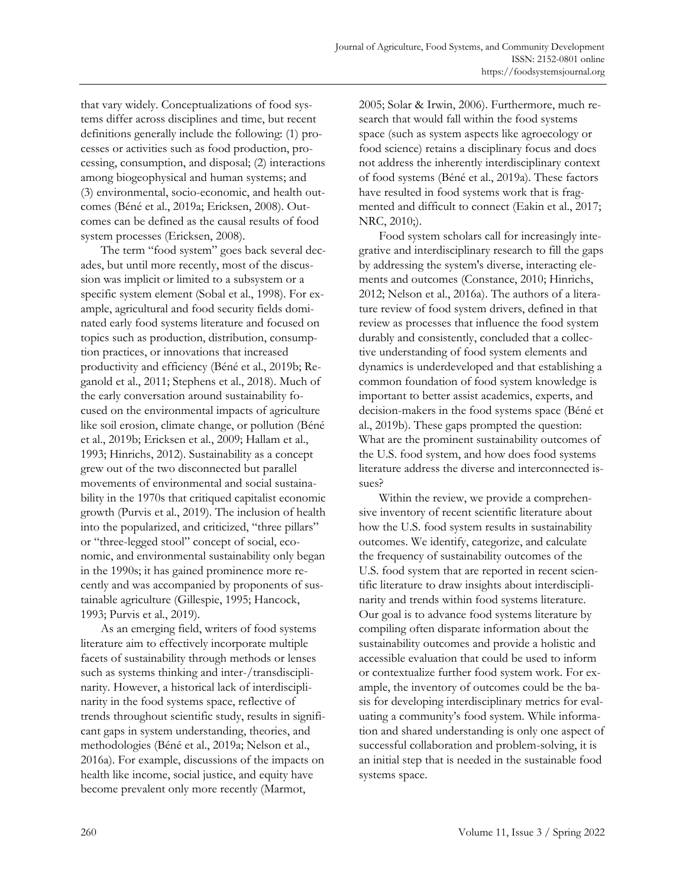that vary widely. Conceptualizations of food systems differ across disciplines and time, but recent definitions generally include the following: (1) processes or activities such as food production, processing, consumption, and disposal; (2) interactions among biogeophysical and human systems; and (3) environmental, socio-economic, and health outcomes (Béné et al., 2019a; Ericksen, 2008). Outcomes can be defined as the causal results of food system processes (Ericksen, 2008).

The term "food system" goes back several decades, but until more recently, most of the discussion was implicit or limited to a subsystem or a specific system element (Sobal et al., 1998). For example, agricultural and food security fields dominated early food systems literature and focused on topics such as production, distribution, consumption practices, or innovations that increased productivity and efficiency (Béné et al., 2019b; Reganold et al., 2011; Stephens et al., 2018). Much of the early conversation around sustainability focused on the environmental impacts of agriculture like soil erosion, climate change, or pollution (Béné et al., 2019b; Ericksen et al., 2009; Hallam et al., 1993; Hinrichs, 2012). Sustainability as a concept grew out of the two disconnected but parallel movements of environmental and social sustainability in the 1970s that critiqued capitalist economic growth (Purvis et al., 2019). The inclusion of health into the popularized, and criticized, "three pillars" or "three-legged stool" concept of social, economic, and environmental sustainability only began in the 1990s; it has gained prominence more recently and was accompanied by proponents of sustainable agriculture (Gillespie, 1995; Hancock, 1993; Purvis et al., 2019).

As an emerging field, writers of food systems literature aim to effectively incorporate multiple facets of sustainability through methods or lenses such as systems thinking and inter-/transdisciplinarity. However, a historical lack of interdisciplinarity in the food systems space, reflective of trends throughout scientific study, results in significant gaps in system understanding, theories, and methodologies (Béné et al., 2019a; Nelson et al., 2016a). For example, discussions of the impacts on health like income, social justice, and equity have become prevalent only more recently (Marmot, 2005; Solar & Irwin, 2006). Furthermore, much research that would fall within the food systems space (such as system aspects like agroecology or food science) retains a disciplinary focus and does not address the inherently interdisciplinary context of food systems (Béné et al., 2019a). These factors have resulted in food systems work that is fragmented and difficult to connect (Eakin et al., 2017; NRC, 2010;).

Food system scholars call for increasingly integrative and interdisciplinary research to fill the gaps by addressing the system's diverse, interacting elements and outcomes (Constance, 2010; Hinrichs, 2012; Nelson et al., 2016a). The authors of a literature review of food system drivers, defined in that review as processes that influence the food system durably and consistently, concluded that a collective understanding of food system elements and dynamics is underdeveloped and that establishing a common foundation of food system knowledge is important to better assist academics, experts, and decision-makers in the food systems space (Béné et al., 2019b). These gaps prompted the question: What are the prominent sustainability outcomes of the U.S. food system, and how does food systems literature address the diverse and interconnected issues?

Within the review, we provide a comprehensive inventory of recent scientific literature about how the U.S. food system results in sustainability outcomes. We identify, categorize, and calculate the frequency of sustainability outcomes of the U.S. food system that are reported in recent scientific literature to draw insights about interdisciplinarity and trends within food systems literature. Our goal is to advance food systems literature by compiling often disparate information about the sustainability outcomes and provide a holistic and accessible evaluation that could be used to inform or contextualize further food system work. For example, the inventory of outcomes could be the basis for developing interdisciplinary metrics for evaluating a community's food system. While information and shared understanding is only one aspect of successful collaboration and problem-solving, it is an initial step that is needed in the sustainable food systems space.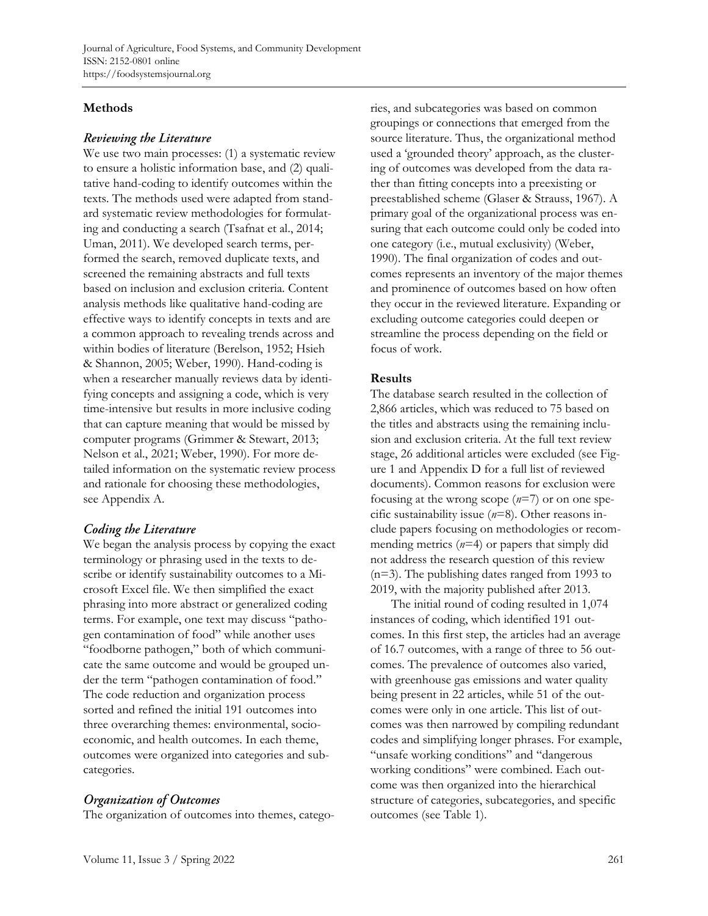## Methods

### *Reviewing the Literature*

We use two main processes: (1) a systematic review to ensure a holistic information base, and (2) qualitative hand-coding to identify outcomes within the texts. The methods used were adapted from standard systematic review methodologies for formulating and conducting a search (Tsafnat et al., 2014; Uman, 2011). We developed search terms, performed the search, removed duplicate texts, and screened the remaining abstracts and full texts based on inclusion and exclusion criteria. Content analysis methods like qualitative hand-coding are effective ways to identify concepts in texts and are a common approach to revealing trends across and within bodies of literature (Berelson, 1952; Hsieh & Shannon, 2005; Weber, 1990). Hand-coding is when a researcher manually reviews data by identifying concepts and assigning a code, which is very time-intensive but results in more inclusive coding that can capture meaning that would be missed by computer programs (Grimmer & Stewart, 2013; Nelson et al., 2021; Weber, 1990). For more detailed information on the systematic review process and rationale for choosing these methodologies, see Appendix A.

### *Coding the Literature*

We began the analysis process by copying the exact terminology or phrasing used in the texts to describe or identify sustainability outcomes to a Microsoft Excel file. We then simplified the exact phrasing into more abstract or generalized coding terms. For example, one text may discuss "pathogen contamination of food" while another uses "foodborne pathogen," both of which communicate the same outcome and would be grouped under the term "pathogen contamination of food." The code reduction and organization process sorted and refined the initial 191 outcomes into three overarching themes: environmental, socioeconomic, and health outcomes. In each theme, outcomes were organized into categories and subcategories.

### *Organization of Outcomes*

The organization of outcomes into themes, categories, and subcategories was based on common groupings or connections that emerged from the source literature. Thus, the organizational method used a 'grounded theory' approach, as the clustering of outcomes was developed from the data rather than fitting concepts into a preexisting or preestablished scheme (Glaser & Strauss, 1967). A primary goal of the organizational process was ensuring that each outcome could only be coded into one category (i.e., mutual exclusivity) (Weber, 1990). The final organization of codes and outcomes represents an inventory of the major themes and prominence of outcomes based on how often they occur in the reviewed literature. Expanding or excluding outcome categories could deepen or streamline the process depending on the field or focus of work.

## Results

The database search resulted in the collection of 2,866 articles, which was reduced to 75 based on the titles and abstracts using the remaining inclusion and exclusion criteria. At the full text review stage, 26 additional articles were excluded (see Figure 1 and Appendix D for a full list of reviewed documents). Common reasons for exclusion were focusing at the wrong scope ($n$=7) or on one specific sustainability issue ($n$=8). Other reasons include papers focusing on methodologies or recommending metrics ($n$=4) or papers that simply did not address the research question of this review (n=3). The publishing dates ranged from 1993 to 2019, with the majority published after 2013.

The initial round of coding resulted in 1,074 instances of coding, which identified 191 outcomes. In this first step, the articles had an average of 16.7 outcomes, with a range of three to 56 outcomes. The prevalence of outcomes also varied, with greenhouse gas emissions and water quality being present in 22 articles, while 51 of the outcomes were only in one article. This list of outcomes was then narrowed by compiling redundant codes and simplifying longer phrases. For example, "unsafe working conditions" and "dangerous working conditions" were combined. Each outcome was then organized into the hierarchical structure of categories, subcategories, and specific outcomes (see Table 1).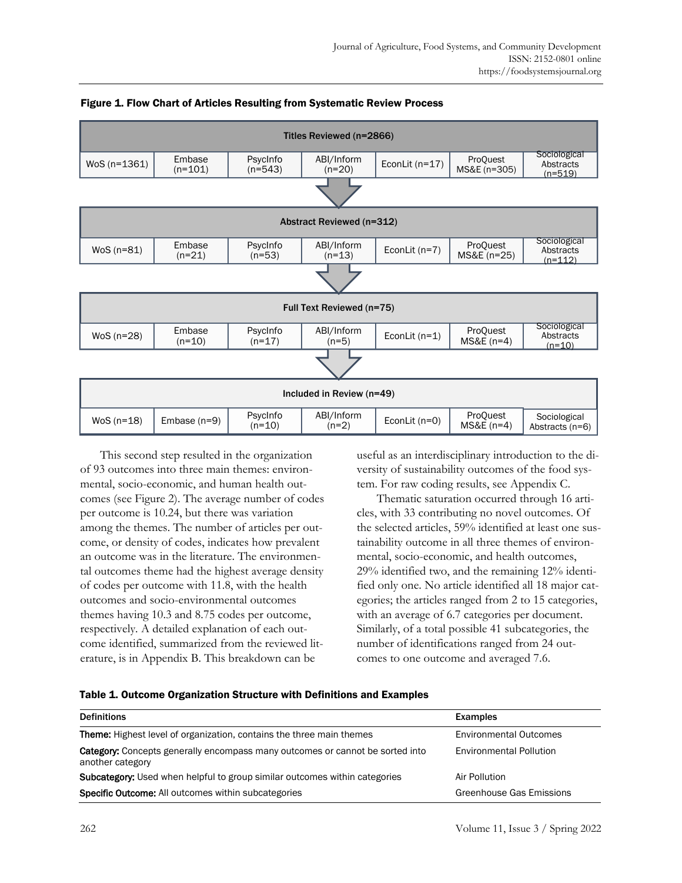**Figure 1. Flow Chart of Articles Resulting from Systematic Review Process**

| Titles Reviewed (n=2866) | | | | | | |
|---|---|---|---|---|---|---|
| WoS (n=1361) | Embase (n=101) | PsycInfo (n=543) | ABI/Inform (n=20) | EconLit (n=17) | ProQuest MS&E (n=305) | Sociological Abstracts (n=519) |

| Abstract Reviewed (n=312) | | | | | | |
|---|---|---|---|---|---|---|
| WoS (n=81) | Embase (n=21) | PsycInfo (n=53) | ABI/Inform (n=13) | EconLit (n=7) | ProQuest MS&E (n=25) | Sociological Abstracts (n=112) |

| Full Text Reviewed (n=75) | | | | | | |
|---|---|---|---|---|---|---|
| WoS (n=28) | Embase (n=10) | PsycInfo (n=17) | ABI/Inform (n=5) | EconLit (n=1) | ProQuest MS&E (n=4) | Sociological Abstracts (n=10) |

| Included in Review (n=49) | | | | | | |
|---|---|---|---|---|---|---|
| WoS (n=18) | Embase (n=9) | PsycInfo (n=10) | ABI/Inform (n=2) | EconLit (n=0) | ProQuest MS&E (n=4) | Sociological Abstracts (n=6) |

This second step resulted in the organization of 93 outcomes into three main themes: environmental, socio-economic, and human health outcomes (see Figure 2). The average number of codes per outcome is 10.24, but there was variation among the themes. The number of articles per outcome, or density of codes, indicates how prevalent an outcome was in the literature. The environmental outcomes theme had the highest average density of codes per outcome with 11.8, with the health outcomes and socio-environmental outcomes themes having 10.3 and 8.75 codes per outcome, respectively. A detailed explanation of each outcome identified, summarized from the reviewed literature, is in Appendix B. This breakdown can be useful as an interdisciplinary introduction to the diversity of sustainability outcomes of the food system. For raw coding results, see Appendix C.

Thematic saturation occurred through 16 articles, with 33 contributing no novel outcomes. Of the selected articles, 59% identified at least one sustainability outcome in all three themes of environmental, socio-economic, and health outcomes, 29% identified two, and the remaining 12% identified only one. No article identified all 18 major categories; the articles ranged from 2 to 15 categories, with an average of 6.7 categories per document. Similarly, of a total possible 41 subcategories, the number of identifications ranged from 24 outcomes to one outcome and averaged 7.6.

**Table 1. Outcome Organization Structure with Definitions and Examples**

| Definitions | Examples |
|---|---|
| **Theme:** Highest level of organization, contains the three main themes | Environmental Outcomes |
| **Category:** Concepts generally encompass many outcomes or cannot be sorted into another category | Environmental Pollution |
| **Subcategory:** Used when helpful to group similar outcomes within categories | Air Pollution |
| **Specific Outcome:** All outcomes within subcategories | Greenhouse Gas Emissions |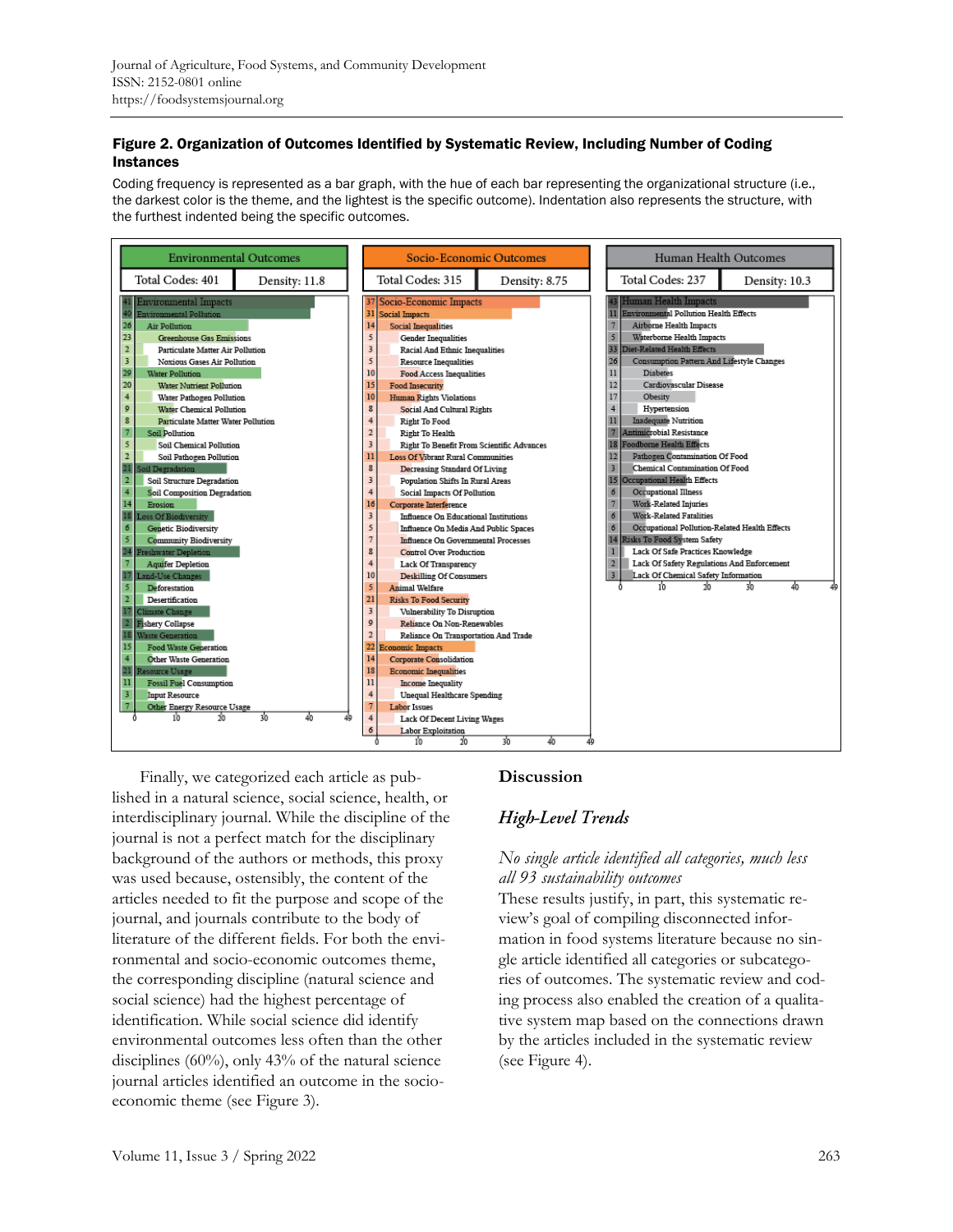**Figure 2. Organization of Outcomes Identified by Systematic Review, Including Number of Coding Instances**

Coding frequency is represented as a bar graph, with the hue of each bar representing the organizational structure (i.e., the darkest color is the theme, and the lightest is the specific outcome). Indentation also represents the structure, with the furthest indented being the specific outcomes.

| Environmental Outcomes | |
|---|---|
| Total Codes: 401 | Density: 11.8 |
| 41 | Environmental Impacts |
| 40 | Environmental Pollution |
| 26 | Air Pollution |
| 23 | Greenhouse Gas Emissions |
| 2 | Particulate Matter Air Pollution |
| 3 | Noxious Gases Air Pollution |
| 29 | Water Pollution |
| 20 | Water Nutrient Pollution |
| 4 | Water Pathogen Pollution |
| 9 | Water Chemical Pollution |
| 8 | Particulate Matter Water Pollution |
| 7 | Soil Pollution |
| 5 | Soil Chemical Pollution |
| 2 | Soil Pathogen Pollution |
| 21 | Soil Degradation |
| 2 | Soil Structure Degradation |
| 4 | Soil Composition Degradation |
| 14 | Erosion |
| 18 | Loss Of Biodiversity |
| 6 | Genetic Biodiversity |
| 5 | Community Biodiversity |
| 24 | Freshwater Depletion |
| 7 | Aquifer Depletion |
| 17 | Land-Use Changes |
| 5 | Deforestation |
| 2 | Desertification |
| 17 | Climate Change |
| 2 | Fishery Collapse |
| 18 | Waste Generation |
| 15 | Food Waste Generation |
| 4 | Other Waste Generation |
| 21 | Resource Usage |
| 11 | Fossil Fuel Consumption |
| 3 | Input Resource |
| 7 | Other Energy Resource Usage |

| Socio-Economic Outcomes | |
|---|---|
| Total Codes: 315 | Density: 8.75 |
| 37 | Socio-Economic Impacts |
| 31 | Social Impacts |
| 14 | Social Inequalities |
| 5 | Gender Inequalities |
| 3 | Racial And Ethnic Inequalities |
| 5 | Resource Inequalities |
| 10 | Food Access Inequalities |
| 15 | Food Insecurity |
| 10 | Human Rights Violations |
| 8 | Social And Cultural Rights |
| 4 | Right To Food |
| 2 | Right To Health |
| 3 | Right To Benefit From Scientific Advances |
| 11 | Loss Of Vibrant Rural Communities |
| 8 | Decreasing Standard Of Living |
| 3 | Population Shifts In Rural Areas |
| 4 | Social Impacts Of Pollution |
| 16 | Corporate Interference |
| 3 | Influence On Educational Institutions |
| 5 | Influence On Media And Public Spaces |
| 7 | Influence On Governmental Processes |
| 8 | Control Over Production |
| 4 | Lack Of Transparency |
| 10 | Deskilling Of Consumers |
| 5 | Animal Welfare |
| 21 | Risks To Food Security |
| 3 | Vulnerability To Disruption |
| 9 | Reliance On Non-Renewables |
| 2 | Reliance On Transportation And Trade |
| 22 | Economic Impacts |
| 14 | Corporate Consolidation |
| 18 | Economic Inequalities |
| 11 | Income Inequality |
| 4 | Unequal Healthcare Spending |
| 7 | Labor Issues |
| 4 | Lack Of Decent Living Wages |
| 6 | Labor Exploitation |

| Human Health Outcomes | |
|---|---|
| Total Codes: 237 | Density: 10.3 |
| 43 | Human Health Impacts |
| 11 | Environmental Pollution Health Effects |
| 7 | Airborne Health Impacts |
| 5 | Waterborne Health Impacts |
| 33 | Diet-Related Health Effects |
| 26 | Consumption Pattern And Lifestyle Changes |
| 11 | Diabetes |
| 12 | Cardiovascular Disease |
| 17 | Obesity |
| 4 | Hypertension |
| 11 | Inadequate Nutrition |
| 7 | Antimicrobial Resistance |
| 18 | Foodborne Health Effects |
| 12 | Pathogen Contamination Of Food |
| 3 | Chemical Contamination Of Food |
| 15 | Occupational Health Effects |
| 6 | Occupational Illness |
| 7 | Work-Related Injuries |
| 6 | Work-Related Fatalities |
| 6 | Occupational Pollution-Related Health Effects |
| 14 | Risks To Food System Safety |
| 1 | Lack Of Safe Practices Knowledge |
| 2 | Lack Of Safety Regulations And Enforcement |
| 3 | Lack Of Chemical Safety Information |

Finally, we categorized each article as published in a natural science, social science, health, or interdisciplinary journal. While the discipline of the journal is not a perfect match for the disciplinary background of the authors or methods, this proxy was used because, ostensibly, the content of the articles needed to fit the purpose and scope of the journal, and journals contribute to the body of literature of the different fields. For both the environmental and socio-economic outcomes theme, the corresponding discipline (natural science and social science) had the highest percentage of identification. While social science did identify environmental outcomes less often than the other disciplines (60%), only 43% of the natural science journal articles identified an outcome in the socio-economic theme (see Figure 3).

## Discussion

### *High-Level Trends*

*No single article identified all categories, much less all 93 sustainability outcomes*

These results justify, in part, this systematic review's goal of compiling disconnected information in food systems literature because no single article identified all categories or subcategories of outcomes. The systematic review and coding process also enabled the creation of a qualitative system map based on the connections drawn by the articles included in the systematic review (see Figure 4).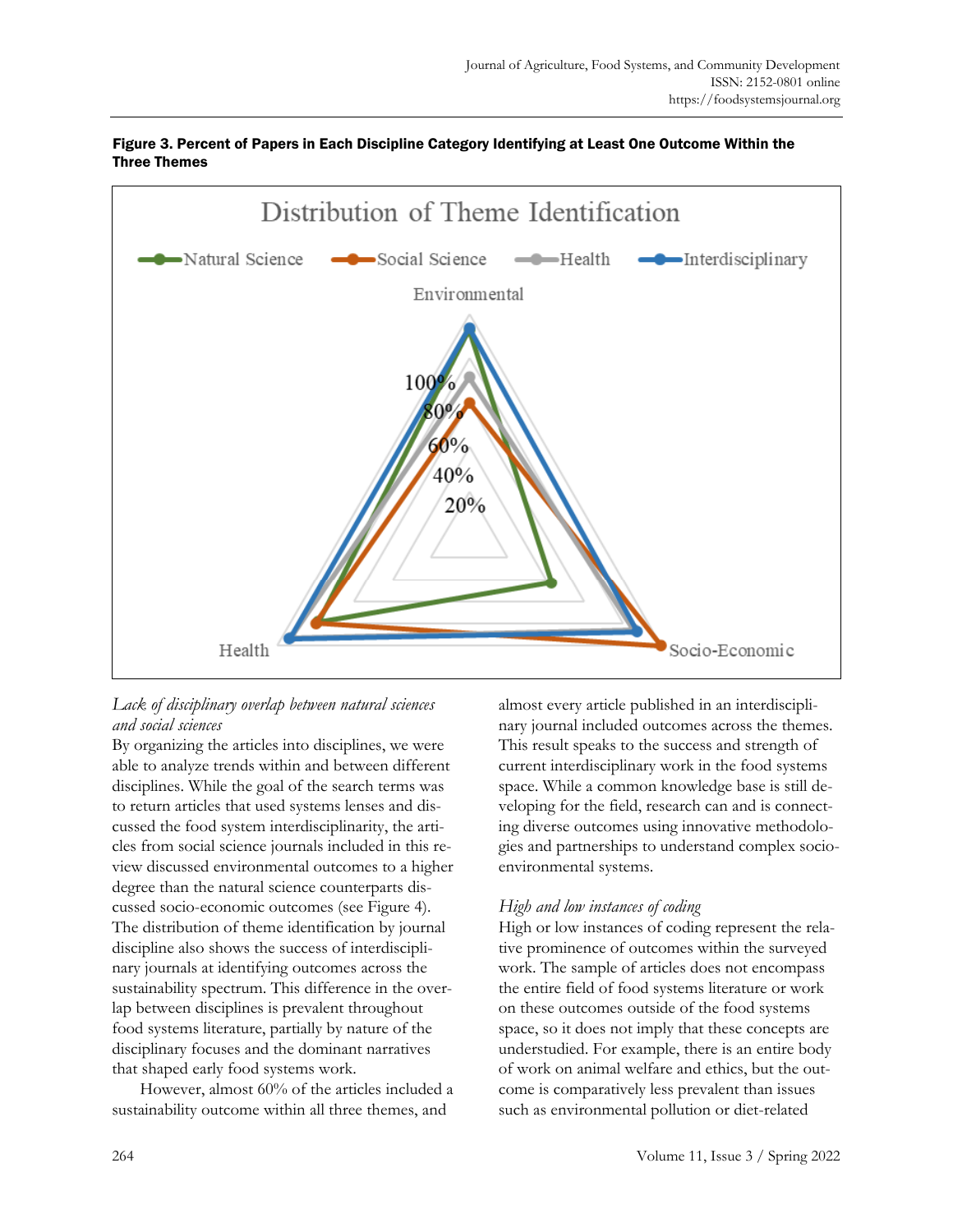**Figure 3. Percent of Papers in Each Discipline Category Identifying at Least One Outcome Within the Three Themes**

*Lack of disciplinary overlap between natural sciences and social sciences*

By organizing the articles into disciplines, we were able to analyze trends within and between different disciplines. While the goal of the search terms was to return articles that used systems lenses and discussed the food system interdisciplinarity, the articles from social science journals included in this review discussed environmental outcomes to a higher degree than the natural science counterparts discussed socio-economic outcomes (see Figure 4). The distribution of theme identification by journal discipline also shows the success of interdisciplinary journals at identifying outcomes across the sustainability spectrum. This difference in the overlap between disciplines is prevalent throughout food systems literature, partially by nature of the disciplinary focuses and the dominant narratives that shaped early food systems work.

However, almost 60% of the articles included a sustainability outcome within all three themes, and almost every article published in an interdisciplinary journal included outcomes across the themes. This result speaks to the success and strength of current interdisciplinary work in the food systems space. While a common knowledge base is still developing for the field, research can and is connecting diverse outcomes using innovative methodologies and partnerships to understand complex socio-environmental systems.

*High and low instances of coding*

High or low instances of coding represent the relative prominence of outcomes within the surveyed work. The sample of articles does not encompass the entire field of food systems literature or work on these outcomes outside of the food systems space, so it does not imply that these concepts are understudied. For example, there is an entire body of work on animal welfare and ethics, but the outcome is comparatively less prevalent than issues such as environmental pollution or diet-related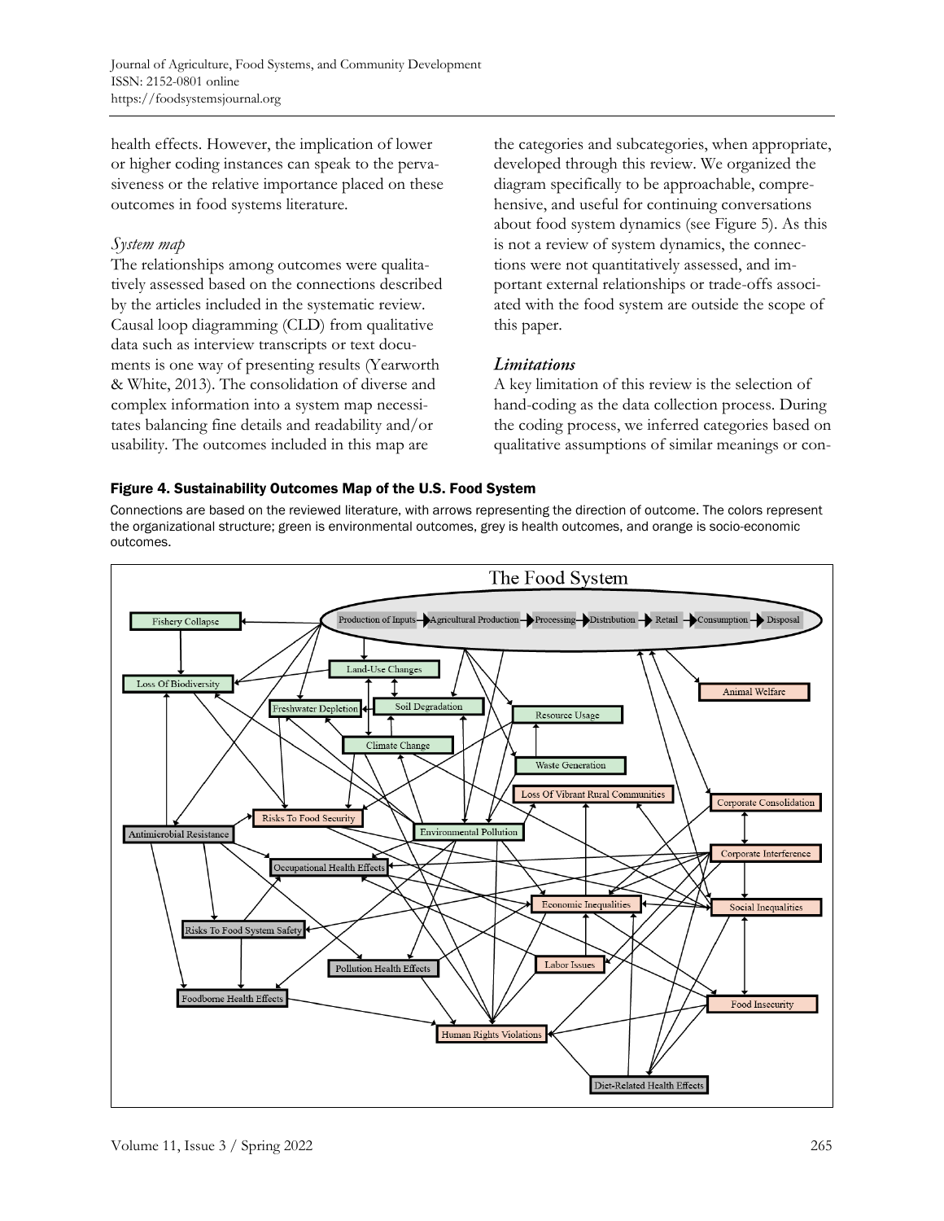health effects. However, the implication of lower or higher coding instances can speak to the pervasiveness or the relative importance placed on these outcomes in food systems literature.

*System map*

The relationships among outcomes were qualitatively assessed based on the connections described by the articles included in the systematic review. Causal loop diagramming (CLD) from qualitative data such as interview transcripts or text documents is one way of presenting results (Yearworth & White, 2013). The consolidation of diverse and complex information into a system map necessitates balancing fine details and readability and/or usability. The outcomes included in this map are the categories and subcategories, when appropriate, developed through this review. We organized the diagram specifically to be approachable, comprehensive, and useful for continuing conversations about food system dynamics (see Figure 5). As this is not a review of system dynamics, the connections were not quantitatively assessed, and important external relationships or trade-offs associated with the food system are outside the scope of this paper.

*Limitations*

A key limitation of this review is the selection of hand-coding as the data collection process. During the coding process, we inferred categories based on qualitative assumptions of similar meanings or con-

**Figure 4. Sustainability Outcomes Map of the U.S. Food System**

Connections are based on the reviewed literature, with arrows representing the direction of outcome. The colors represent the organizational structure; green is environmental outcomes, grey is health outcomes, and orange is socio-economic outcomes.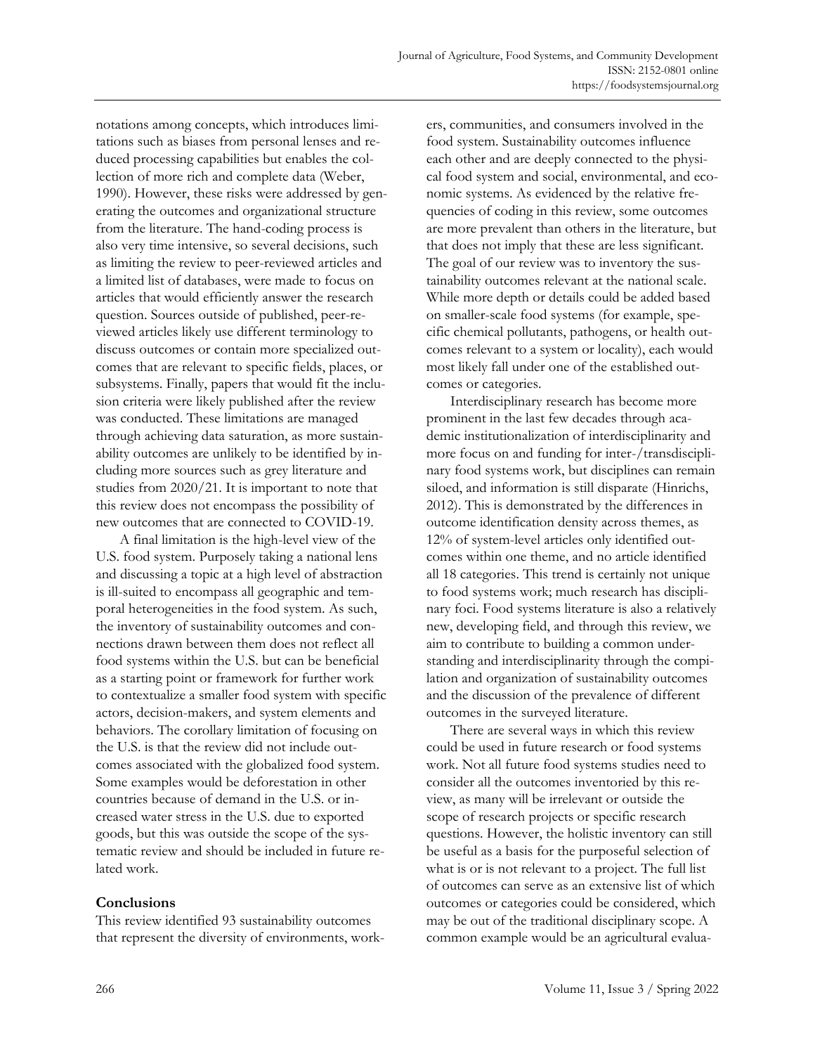notations among concepts, which introduces limitations such as biases from personal lenses and reduced processing capabilities but enables the collection of more rich and complete data (Weber, 1990). However, these risks were addressed by generating the outcomes and organizational structure from the literature. The hand-coding process is also very time intensive, so several decisions, such as limiting the review to peer-reviewed articles and a limited list of databases, were made to focus on articles that would efficiently answer the research question. Sources outside of published, peer-reviewed articles likely use different terminology to discuss outcomes or contain more specialized outcomes that are relevant to specific fields, places, or subsystems. Finally, papers that would fit the inclusion criteria were likely published after the review was conducted. These limitations are managed through achieving data saturation, as more sustainability outcomes are unlikely to be identified by including more sources such as grey literature and studies from 2020/21. It is important to note that this review does not encompass the possibility of new outcomes that are connected to COVID-19.

A final limitation is the high-level view of the U.S. food system. Purposely taking a national lens and discussing a topic at a high level of abstraction is ill-suited to encompass all geographic and temporal heterogeneities in the food system. As such, the inventory of sustainability outcomes and connections drawn between them does not reflect all food systems within the U.S. but can be beneficial as a starting point or framework for further work to contextualize a smaller food system with specific actors, decision-makers, and system elements and behaviors. The corollary limitation of focusing on the U.S. is that the review did not include outcomes associated with the globalized food system. Some examples would be deforestation in other countries because of demand in the U.S. or increased water stress in the U.S. due to exported goods, but this was outside the scope of the systematic review and should be included in future related work.

## Conclusions

This review identified 93 sustainability outcomes that represent the diversity of environments, workers, communities, and consumers involved in the food system. Sustainability outcomes influence each other and are deeply connected to the physical food system and social, environmental, and economic systems. As evidenced by the relative frequencies of coding in this review, some outcomes are more prevalent than others in the literature, but that does not imply that these are less significant. The goal of our review was to inventory the sustainability outcomes relevant at the national scale. While more depth or details could be added based on smaller-scale food systems (for example, specific chemical pollutants, pathogens, or health outcomes relevant to a system or locality), each would most likely fall under one of the established outcomes or categories.

Interdisciplinary research has become more prominent in the last few decades through academic institutionalization of interdisciplinarity and more focus on and funding for inter-/transdisciplinary food systems work, but disciplines can remain siloed, and information is still disparate (Hinrichs, 2012). This is demonstrated by the differences in outcome identification density across themes, as 12% of system-level articles only identified outcomes within one theme, and no article identified all 18 categories. This trend is certainly not unique to food systems work; much research has disciplinary foci. Food systems literature is also a relatively new, developing field, and through this review, we aim to contribute to building a common understanding and interdisciplinarity through the compilation and organization of sustainability outcomes and the discussion of the prevalence of different outcomes in the surveyed literature.

There are several ways in which this review could be used in future research or food systems work. Not all future food systems studies need to consider all the outcomes inventoried by this review, as many will be irrelevant or outside the scope of research projects or specific research questions. However, the holistic inventory can still be useful as a basis for the purposeful selection of what is or is not relevant to a project. The full list of outcomes can serve as an extensive list of which outcomes or categories could be considered, which may be out of the traditional disciplinary scope. A common example would be an agricultural evalua-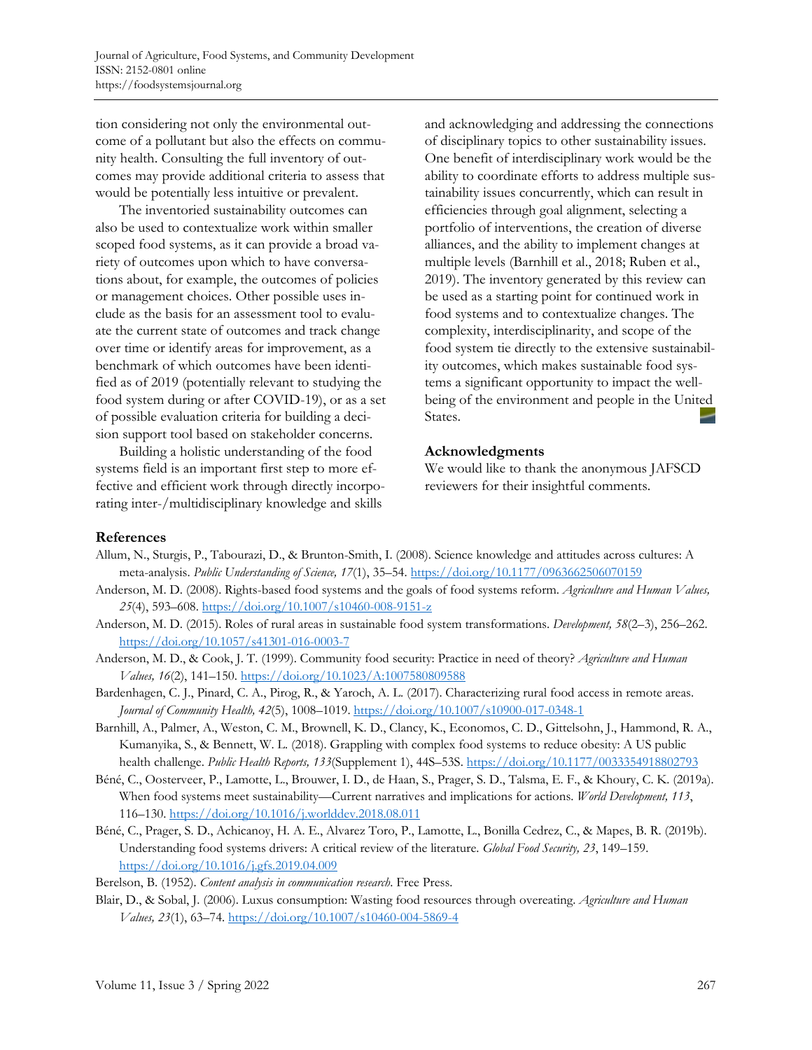tion considering not only the environmental outcome of a pollutant but also the effects on community health. Consulting the full inventory of outcomes may provide additional criteria to assess that would be potentially less intuitive or prevalent.

The inventoried sustainability outcomes can also be used to contextualize work within smaller scoped food systems, as it can provide a broad variety of outcomes upon which to have conversations about, for example, the outcomes of policies or management choices. Other possible uses include as the basis for an assessment tool to evaluate the current state of outcomes and track change over time or identify areas for improvement, as a benchmark of which outcomes have been identified as of 2019 (potentially relevant to studying the food system during or after COVID-19), or as a set of possible evaluation criteria for building a decision support tool based on stakeholder concerns.

Building a holistic understanding of the food systems field is an important first step to more effective and efficient work through directly incorporating inter-/multidisciplinary knowledge and skills and acknowledging and addressing the connections of disciplinary topics to other sustainability issues. One benefit of interdisciplinary work would be the ability to coordinate efforts to address multiple sustainability issues concurrently, which can result in efficiencies through goal alignment, selecting a portfolio of interventions, the creation of diverse alliances, and the ability to implement changes at multiple levels (Barnhill et al., 2018; Ruben et al., 2019). The inventory generated by this review can be used as a starting point for continued work in food systems and to contextualize changes. The complexity, interdisciplinarity, and scope of the food system tie directly to the extensive sustainability outcomes, which makes sustainable food systems a significant opportunity to impact the well-being of the environment and people in the United States.

## Acknowledgments

We would like to thank the anonymous JAFSCD reviewers for their insightful comments.

## References

Allum, N., Sturgis, P., Tabourazi, D., & Brunton-Smith, I. (2008). Science knowledge and attitudes across cultures: A meta-analysis. *Public Understanding of Science, 17*(1), 35–54. https://doi.org/10.1177/0963662506070159

Anderson, M. D. (2008). Rights-based food systems and the goals of food systems reform. *Agriculture and Human Values, 25*(4), 593–608. https://doi.org/10.1007/s10460-008-9151-z

Anderson, M. D. (2015). Roles of rural areas in sustainable food system transformations. *Development, 58*(2–3), 256–262. https://doi.org/10.1057/s41301-016-0003-7

Anderson, M. D., & Cook, J. T. (1999). Community food security: Practice in need of theory? *Agriculture and Human Values, 16*(2), 141–150. https://doi.org/10.1023/A:1007580809588

Bardenhagen, C. J., Pinard, C. A., Pirog, R., & Yaroch, A. L. (2017). Characterizing rural food access in remote areas. *Journal of Community Health, 42*(5), 1008–1019. https://doi.org/10.1007/s10900-017-0348-1

Barnhill, A., Palmer, A., Weston, C. M., Brownell, K. D., Clancy, K., Economos, C. D., Gittelsohn, J., Hammond, R. A., Kumanyika, S., & Bennett, W. L. (2018). Grappling with complex food systems to reduce obesity: A US public health challenge. *Public Health Reports, 133*(Supplement 1), 44S–53S. https://doi.org/10.1177/0033354918802793

Béné, C., Oosterveer, P., Lamotte, L., Brouwer, I. D., de Haan, S., Prager, S. D., Talsma, E. F., & Khoury, C. K. (2019a). When food systems meet sustainability—Current narratives and implications for actions. *World Development, 113*, 116–130. https://doi.org/10.1016/j.worlddev.2018.08.011

Béné, C., Prager, S. D., Achicanoy, H. A. E., Alvarez Toro, P., Lamotte, L., Bonilla Cedrez, C., & Mapes, B. R. (2019b). Understanding food systems drivers: A critical review of the literature. *Global Food Security, 23*, 149–159. https://doi.org/10.1016/j.gfs.2019.04.009

Berelson, B. (1952). *Content analysis in communication research*. Free Press.

Blair, D., & Sobal, J. (2006). Luxus consumption: Wasting food resources through overeating. *Agriculture and Human Values, 23*(1), 63–74. https://doi.org/10.1007/s10460-004-5869-4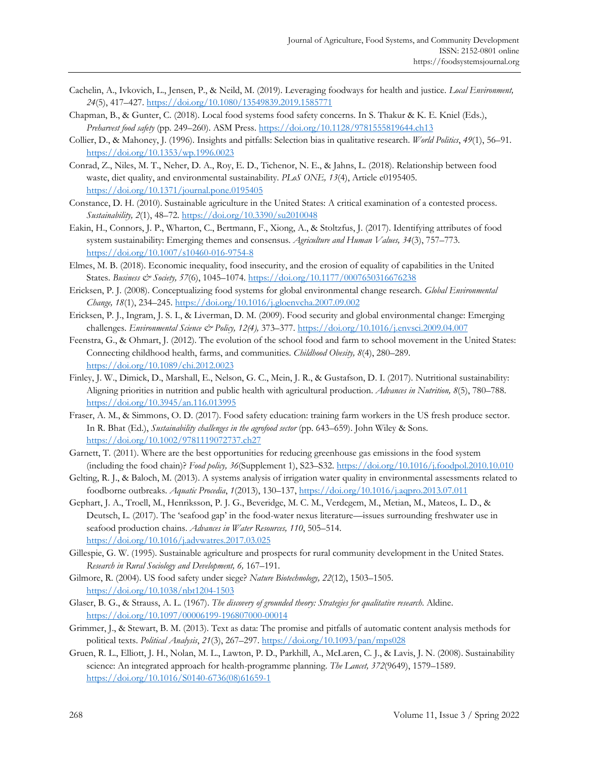Cachelin, A., Ivkovich, L., Jensen, P., & Neild, M. (2019). Leveraging foodways for health and justice. *Local Environment, 24*(5), 417–427. https://doi.org/10.1080/13549839.2019.1585771

Chapman, B., & Gunter, C. (2018). Local food systems food safety concerns. In S. Thakur & K. E. Kniel (Eds.), *Preharvest food safety* (pp. 249–260). ASM Press. https://doi.org/10.1128/9781555819644.ch13

Collier, D., & Mahoney, J. (1996). Insights and pitfalls: Selection bias in qualitative research. *World Politics*, *49*(1), 56–91. https://doi.org/10.1353/wp.1996.0023

Conrad, Z., Niles, M. T., Neher, D. A., Roy, E. D., Tichenor, N. E., & Jahns, L. (2018). Relationship between food waste, diet quality, and environmental sustainability. *PLoS ONE, 13*(4), Article e0195405. https://doi.org/10.1371/journal.pone.0195405

Constance, D. H. (2010). Sustainable agriculture in the United States: A critical examination of a contested process. *Sustainability, 2*(1), 48–72. https://doi.org/10.3390/su2010048

Eakin, H., Connors, J. P., Wharton, C., Bertmann, F., Xiong, A., & Stoltzfus, J. (2017). Identifying attributes of food system sustainability: Emerging themes and consensus. *Agriculture and Human Values, 34*(3), 757–773. https://doi.org/10.1007/s10460-016-9754-8

Elmes, M. B. (2018). Economic inequality, food insecurity, and the erosion of equality of capabilities in the United States. *Business & Society, 57*(6), 1045–1074. https://doi.org/10.1177/0007650316676238

Ericksen, P. J. (2008). Conceptualizing food systems for global environmental change research. *Global Environmental Change, 18*(1), 234–245. https://doi.org/10.1016/j.gloenvcha.2007.09.002

Ericksen, P. J., Ingram, J. S. I., & Liverman, D. M. (2009). Food security and global environmental change: Emerging challenges. *Environmental Science & Policy, 12(4),* 373–377. https://doi.org/10.1016/j.envsci.2009.04.007

Feenstra, G., & Ohmart, J. (2012). The evolution of the school food and farm to school movement in the United States: Connecting childhood health, farms, and communities. *Childhood Obesity, 8*(4), 280–289. https://doi.org/10.1089/chi.2012.0023

Finley, J. W., Dimick, D., Marshall, E., Nelson, G. C., Mein, J. R., & Gustafson, D. I. (2017). Nutritional sustainability: Aligning priorities in nutrition and public health with agricultural production. *Advances in Nutrition, 8*(5), 780–788. https://doi.org/10.3945/an.116.013995

Fraser, A. M., & Simmons, O. D. (2017). Food safety education: training farm workers in the US fresh produce sector. In R. Bhat (Ed.), *Sustainability challenges in the agrofood sector* (pp. 643–659). John Wiley & Sons. https://doi.org/10.1002/9781119072737.ch27

Garnett, T. (2011). Where are the best opportunities for reducing greenhouse gas emissions in the food system (including the food chain)? *Food policy, 36*(Supplement 1), S23–S32. https://doi.org/10.1016/j.foodpol.2010.10.010

Gelting, R. J., & Baloch, M. (2013). A systems analysis of irrigation water quality in environmental assessments related to foodborne outbreaks. *Aquatic Procedia*, *1*(2013), 130–137, https://doi.org/10.1016/j.aqpro.2013.07.011

Gephart, J. A., Troell, M., Henriksson, P. J. G., Beveridge, M. C. M., Verdegem, M., Metian, M., Mateos, L. D., & Deutsch, L. (2017). The 'seafood gap' in the food-water nexus literature—issues surrounding freshwater use in seafood production chains. *Advances in Water Resources, 110*, 505–514. https://doi.org/10.1016/j.advwatres.2017.03.025

Gillespie, G. W. (1995). Sustainable agriculture and prospects for rural community development in the United States. *Research in Rural Sociology and Development, 6,* 167–191.

Gilmore, R. (2004). US food safety under siege? *Nature Biotechnology, 22*(12), 1503–1505. https://doi.org/10.1038/nbt1204-1503

Glaser, B. G., & Strauss, A. L. (1967). *The discovery of grounded theory: Strategies for qualitative research.* Aldine. https://doi.org/10.1097/00006199-196807000-00014

Grimmer, J., & Stewart, B. M. (2013). Text as data: The promise and pitfalls of automatic content analysis methods for political texts. *Political Analysis*, *21*(3), 267–297. https://doi.org/10.1093/pan/mps028

Gruen, R. L., Elliott, J. H., Nolan, M. L., Lawton, P. D., Parkhill, A., McLaren, C. J., & Lavis, J. N. (2008). Sustainability science: An integrated approach for health-programme planning. *The Lancet, 372*(9649), 1579–1589. https://doi.org/10.1016/S0140-6736(08)61659-1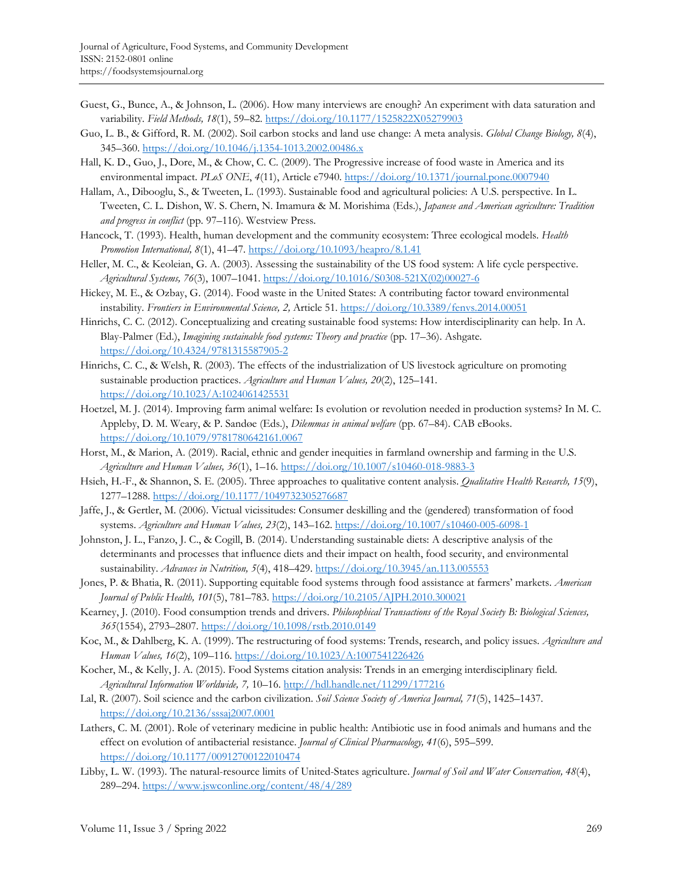Guest, G., Bunce, A., & Johnson, L. (2006). How many interviews are enough? An experiment with data saturation and variability. *Field Methods, 18*(1), 59–82. https://doi.org/10.1177/1525822X05279903

Guo, L. B., & Gifford, R. M. (2002). Soil carbon stocks and land use change: A meta analysis. *Global Change Biology, 8*(4), 345–360. https://doi.org/10.1046/j.1354-1013.2002.00486.x

Hall, K. D., Guo, J., Dore, M., & Chow, C. C. (2009). The Progressive increase of food waste in America and its environmental impact. *PLoS ONE*, *4*(11), Article e7940. https://doi.org/10.1371/journal.pone.0007940

Hallam, A., Dibooglu, S., & Tweeten, L. (1993). Sustainable food and agricultural policies: A U.S. perspective. In L. Tweeten, C. L. Dishon, W. S. Chern, N. Imamura & M. Morishima (Eds.), *Japanese and American agriculture: Tradition and progress in conflict* (pp. 97–116). Westview Press.

Hancock, T. (1993). Health, human development and the community ecosystem: Three ecological models. *Health Promotion International, 8*(1), 41–47. https://doi.org/10.1093/heapro/8.1.41

Heller, M. C., & Keoleian, G. A. (2003). Assessing the sustainability of the US food system: A life cycle perspective. *Agricultural Systems, 76*(3), 1007–1041. https://doi.org/10.1016/S0308-521X(02)00027-6

Hickey, M. E., & Ozbay, G. (2014). Food waste in the United States: A contributing factor toward environmental instability. *Frontiers in Environmental Science, 2,* Article 51. https://doi.org/10.3389/fenvs.2014.00051

Hinrichs, C. C. (2012). Conceptualizing and creating sustainable food systems: How interdisciplinarity can help. In A. Blay-Palmer (Ed.), *Imagining sustainable food systems: Theory and practice* (pp. 17–36). Ashgate. https://doi.org/10.4324/9781315587905-2

Hinrichs, C. C., & Welsh, R. (2003). The effects of the industrialization of US livestock agriculture on promoting sustainable production practices. *Agriculture and Human Values, 20*(2), 125–141. https://doi.org/10.1023/A:1024061425531

Hoetzel, M. J. (2014). Improving farm animal welfare: Is evolution or revolution needed in production systems? In M. C. Appleby, D. M. Weary, & P. Sandøe (Eds.), *Dilemmas in animal welfare* (pp. 67–84). CAB eBooks. https://doi.org/10.1079/9781780642161.0067

Horst, M., & Marion, A. (2019). Racial, ethnic and gender inequities in farmland ownership and farming in the U.S. *Agriculture and Human Values, 36*(1), 1–16. https://doi.org/10.1007/s10460-018-9883-3

Hsieh, H.-F., & Shannon, S. E. (2005). Three approaches to qualitative content analysis. *Qualitative Health Research, 15*(9), 1277–1288. https://doi.org/10.1177/1049732305276687

Jaffe, J., & Gertler, M. (2006). Victual vicissitudes: Consumer deskilling and the (gendered) transformation of food systems. *Agriculture and Human Values, 23*(2), 143–162. https://doi.org/10.1007/s10460-005-6098-1

Johnston, J. L., Fanzo, J. C., & Cogill, B. (2014). Understanding sustainable diets: A descriptive analysis of the determinants and processes that influence diets and their impact on health, food security, and environmental sustainability. *Advances in Nutrition, 5*(4), 418–429. https://doi.org/10.3945/an.113.005553

Jones, P. & Bhatia, R. (2011). Supporting equitable food systems through food assistance at farmers' markets. *American Journal of Public Health, 101*(5), 781–783. https://doi.org/10.2105/AJPH.2010.300021

Kearney, J. (2010). Food consumption trends and drivers. *Philosophical Transactions of the Royal Society B: Biological Sciences, 365*(1554), 2793–2807. https://doi.org/10.1098/rstb.2010.0149

Koc, M., & Dahlberg, K. A. (1999). The restructuring of food systems: Trends, research, and policy issues. *Agriculture and Human Values, 16*(2), 109–116. https://doi.org/10.1023/A:1007541226426

Kocher, M., & Kelly, J. A. (2015). Food Systems citation analysis: Trends in an emerging interdisciplinary field. *Agricultural Information Worldwide, 7,* 10–16. http://hdl.handle.net/11299/177216

Lal, R. (2007). Soil science and the carbon civilization. *Soil Science Society of America Journal, 71*(5), 1425–1437. https://doi.org/10.2136/sssaj2007.0001

Lathers, C. M. (2001). Role of veterinary medicine in public health: Antibiotic use in food animals and humans and the effect on evolution of antibacterial resistance. *Journal of Clinical Pharmacology, 41*(6), 595–599. https://doi.org/10.1177/00912700122010474

Libby, L. W. (1993). The natural-resource limits of United-States agriculture. *Journal of Soil and Water Conservation, 48*(4), 289–294. https://www.jswconline.org/content/48/4/289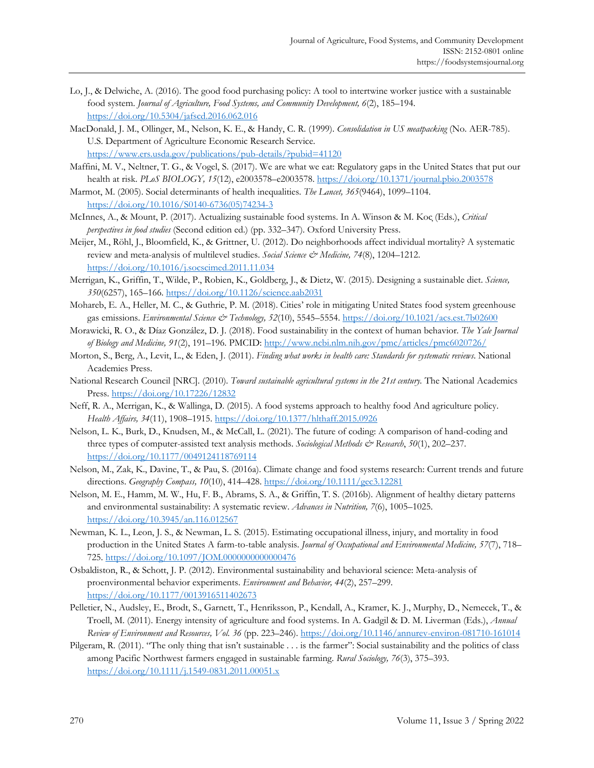Lo, J., & Delwiche, A. (2016). The good food purchasing policy: A tool to intertwine worker justice with a sustainable food system. *Journal of Agriculture, Food Systems, and Community Development, 6*(2), 185–194. https://doi.org/10.5304/jafscd.2016.062.016

MacDonald, J. M., Ollinger, M., Nelson, K. E., & Handy, C. R. (1999). *Consolidation in US meatpacking* (No. AER-785). U.S. Department of Agriculture Economic Research Service. https://www.ers.usda.gov/publications/pub-details/?pubid=41120

Maffini, M. V., Neltner, T. G., & Vogel, S. (2017). We are what we eat: Regulatory gaps in the United States that put our health at risk. *PLoS BIOLOGY, 15*(12), e2003578–e2003578. https://doi.org/10.1371/journal.pbio.2003578

Marmot, M. (2005). Social determinants of health inequalities. *The Lancet, 365*(9464), 1099–1104. https://doi.org/10.1016/S0140-6736(05)74234-3

McInnes, A., & Mount, P. (2017). Actualizing sustainable food systems. In A. Winson & M. Koç (Eds.), *Critical perspectives in food studies* (Second edition ed.) (pp. 332–347). Oxford University Press.

Meijer, M., Röhl, J., Bloomfield, K., & Grittner, U. (2012). Do neighborhoods affect individual mortality? A systematic review and meta-analysis of multilevel studies. *Social Science & Medicine, 74*(8), 1204–1212. https://doi.org/10.1016/j.socscimed.2011.11.034

Merrigan, K., Griffin, T., Wilde, P., Robien, K., Goldberg, J., & Dietz, W. (2015). Designing a sustainable diet. *Science, 350*(6257), 165–166. https://doi.org/10.1126/science.aab2031

Mohareb, E. A., Heller, M. C., & Guthrie, P. M. (2018). Cities' role in mitigating United States food system greenhouse gas emissions. *Environmental Science & Technology, 52*(10), 5545–5554. https://doi.org/10.1021/acs.est.7b02600

Morawicki, R. O., & Díaz González, D. J. (2018). Food sustainability in the context of human behavior. *The Yale Journal of Biology and Medicine, 91*(2), 191–196. PMCID: http://www.ncbi.nlm.nih.gov/pmc/articles/pmc6020726/

Morton, S., Berg, A., Levit, L., & Eden, J. (2011). *Finding what works in health care: Standards for systematic reviews.* National Academies Press.

National Research Council [NRC]. (2010). *Toward sustainable agricultural systems in the 21st century.* The National Academics Press. https://doi.org/10.17226/12832

Neff, R. A., Merrigan, K., & Wallinga, D. (2015). A food systems approach to healthy food And agriculture policy. *Health Affairs, 34*(11), 1908–1915. https://doi.org/10.1377/hlthaff.2015.0926

Nelson, L. K., Burk, D., Knudsen, M., & McCall, L. (2021). The future of coding: A comparison of hand-coding and three types of computer-assisted text analysis methods. *Sociological Methods & Research*, *50*(1), 202–237. https://doi.org/10.1177/0049124118769114

Nelson, M., Zak, K., Davine, T., & Pau, S. (2016a). Climate change and food systems research: Current trends and future directions. *Geography Compass, 10*(10), 414–428. https://doi.org/10.1111/gec3.12281

Nelson, M. E., Hamm, M. W., Hu, F. B., Abrams, S. A., & Griffin, T. S. (2016b). Alignment of healthy dietary patterns and environmental sustainability: A systematic review. *Advances in Nutrition, 7*(6), 1005–1025. https://doi.org/10.3945/an.116.012567

Newman, K. L., Leon, J. S., & Newman, L. S. (2015). Estimating occupational illness, injury, and mortality in food production in the United States A farm-to-table analysis. *Journal of Occupational and Environmental Medicine, 57*(7), 718–725. https://doi.org/10.1097/JOM.0000000000000476

Osbaldiston, R., & Schott, J. P. (2012). Environmental sustainability and behavioral science: Meta-analysis of proenvironmental behavior experiments. *Environment and Behavior, 44*(2), 257–299. https://doi.org/10.1177/0013916511402673

Pelletier, N., Audsley, E., Brodt, S., Garnett, T., Henriksson, P., Kendall, A., Kramer, K. J., Murphy, D., Nemecek, T., & Troell, M. (2011). Energy intensity of agriculture and food systems. In A. Gadgil & D. M. Liverman (Eds.), *Annual Review of Environment and Resources, Vol. 36* (pp. 223–246). https://doi.org/10.1146/annurev-environ-081710-161014

Pilgeram, R. (2011). "The only thing that isn't sustainable . . . is the farmer": Social sustainability and the politics of class among Pacific Northwest farmers engaged in sustainable farming. *Rural Sociology, 76*(3), 375–393. https://doi.org/10.1111/j.1549-0831.2011.00051.x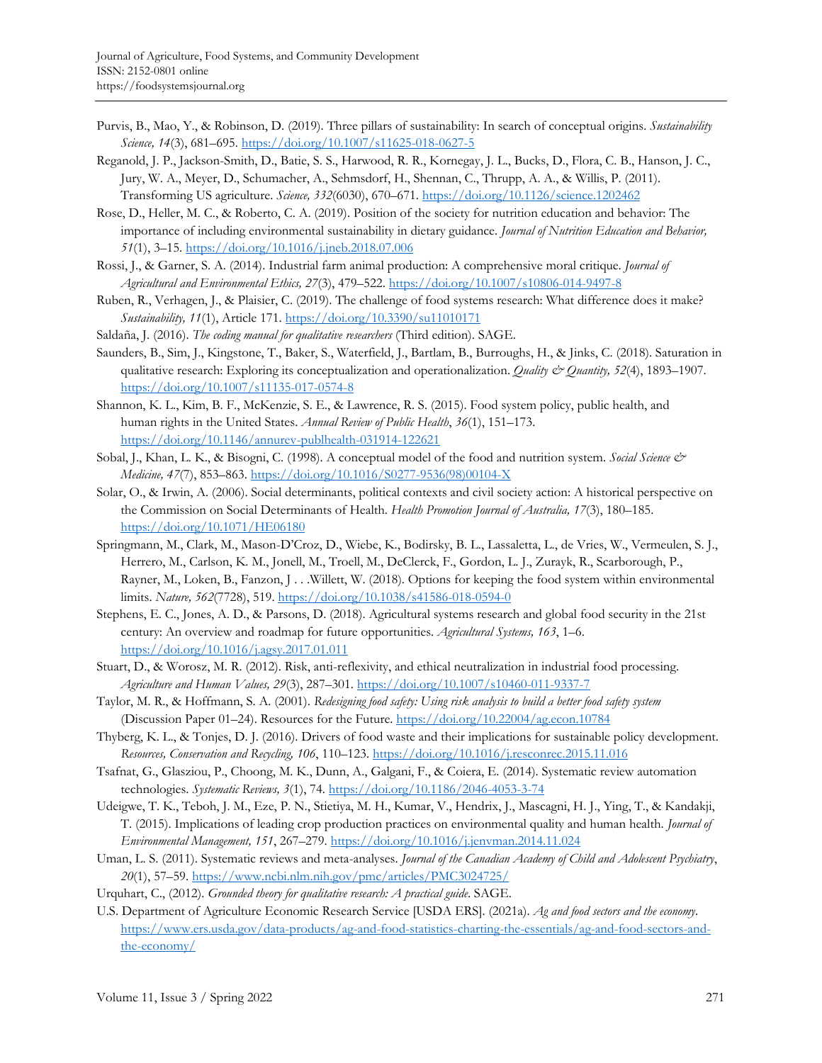Purvis, B., Mao, Y., & Robinson, D. (2019). Three pillars of sustainability: In search of conceptual origins. *Sustainability Science, 14*(3), 681–695. https://doi.org/10.1007/s11625-018-0627-5

Reganold, J. P., Jackson-Smith, D., Batie, S. S., Harwood, R. R., Kornegay, J. L., Bucks, D., Flora, C. B., Hanson, J. C., Jury, W. A., Meyer, D., Schumacher, A., Sehmsdorf, H., Shennan, C., Thrupp, A. A., & Willis, P. (2011). Transforming US agriculture. *Science, 332*(6030), 670–671. https://doi.org/10.1126/science.1202462

Rose, D., Heller, M. C., & Roberto, C. A. (2019). Position of the society for nutrition education and behavior: The importance of including environmental sustainability in dietary guidance. *Journal of Nutrition Education and Behavior, 51*(1), 3–15. https://doi.org/10.1016/j.jneb.2018.07.006

Rossi, J., & Garner, S. A. (2014). Industrial farm animal production: A comprehensive moral critique. *Journal of Agricultural and Environmental Ethics, 27*(3), 479–522. https://doi.org/10.1007/s10806-014-9497-8

Ruben, R., Verhagen, J., & Plaisier, C. (2019). The challenge of food systems research: What difference does it make? *Sustainability, 11*(1), Article 171. https://doi.org/10.3390/su11010171

Saldaña, J. (2016). *The coding manual for qualitative researchers* (Third edition). SAGE.

Saunders, B., Sim, J., Kingstone, T., Baker, S., Waterfield, J., Bartlam, B., Burroughs, H., & Jinks, C. (2018). Saturation in qualitative research: Exploring its conceptualization and operationalization. *Quality & Quantity, 52*(4), 1893–1907. https://doi.org/10.1007/s11135-017-0574-8

Shannon, K. L., Kim, B. F., McKenzie, S. E., & Lawrence, R. S. (2015). Food system policy, public health, and human rights in the United States. *Annual Review of Public Health*, *36*(1), 151–173. https://doi.org/10.1146/annurev-publhealth-031914-122621

Sobal, J., Khan, L. K., & Bisogni, C. (1998). A conceptual model of the food and nutrition system. *Social Science & Medicine, 47*(7), 853–863. https://doi.org/10.1016/S0277-9536(98)00104-X

Solar, O., & Irwin, A. (2006). Social determinants, political contexts and civil society action: A historical perspective on the Commission on Social Determinants of Health. *Health Promotion Journal of Australia, 17*(3), 180–185. https://doi.org/10.1071/HE06180

Springmann, M., Clark, M., Mason-D'Croz, D., Wiebe, K., Bodirsky, B. L., Lassaletta, L., de Vries, W., Vermeulen, S. J., Herrero, M., Carlson, K. M., Jonell, M., Troell, M., DeClerck, F., Gordon, L. J., Zurayk, R., Scarborough, P., Rayner, M., Loken, B., Fanzon, J . . .Willett, W. (2018). Options for keeping the food system within environmental limits. *Nature, 562*(7728), 519. https://doi.org/10.1038/s41586-018-0594-0

Stephens, E. C., Jones, A. D., & Parsons, D. (2018). Agricultural systems research and global food security in the 21st century: An overview and roadmap for future opportunities. *Agricultural Systems, 163*, 1–6. https://doi.org/10.1016/j.agsy.2017.01.011

Stuart, D., & Worosz, M. R. (2012). Risk, anti-reflexivity, and ethical neutralization in industrial food processing. *Agriculture and Human Values, 29*(3), 287–301. https://doi.org/10.1007/s10460-011-9337-7

Taylor, M. R., & Hoffmann, S. A. (2001). *Redesigning food safety: Using risk analysis to build a better food safety system* (Discussion Paper 01–24). Resources for the Future. https://doi.org/10.22004/ag.econ.10784

Thyberg, K. L., & Tonjes, D. J. (2016). Drivers of food waste and their implications for sustainable policy development. *Resources, Conservation and Recycling, 106*, 110–123. https://doi.org/10.1016/j.resconrec.2015.11.016

Tsafnat, G., Glasziou, P., Choong, M. K., Dunn, A., Galgani, F., & Coiera, E. (2014). Systematic review automation technologies. *Systematic Reviews, 3*(1), 74. https://doi.org/10.1186/2046-4053-3-74

Udeigwe, T. K., Teboh, J. M., Eze, P. N., Stietiya, M. H., Kumar, V., Hendrix, J., Mascagni, H. J., Ying, T., & Kandakji, T. (2015). Implications of leading crop production practices on environmental quality and human health. *Journal of Environmental Management, 151*, 267–279. https://doi.org/10.1016/j.jenvman.2014.11.024

Uman, L. S. (2011). Systematic reviews and meta-analyses. *Journal of the Canadian Academy of Child and Adolescent Psychiatry*, *20*(1), 57–59. https://www.ncbi.nlm.nih.gov/pmc/articles/PMC3024725/

Urquhart, C., (2012). *Grounded theory for qualitative research: A practical guide*. SAGE.

U.S. Department of Agriculture Economic Research Service [USDA ERS]. (2021a). *Ag and food sectors and the economy*. https://www.ers.usda.gov/data-products/ag-and-food-statistics-charting-the-essentials/ag-and-food-sectors-and-the-economy/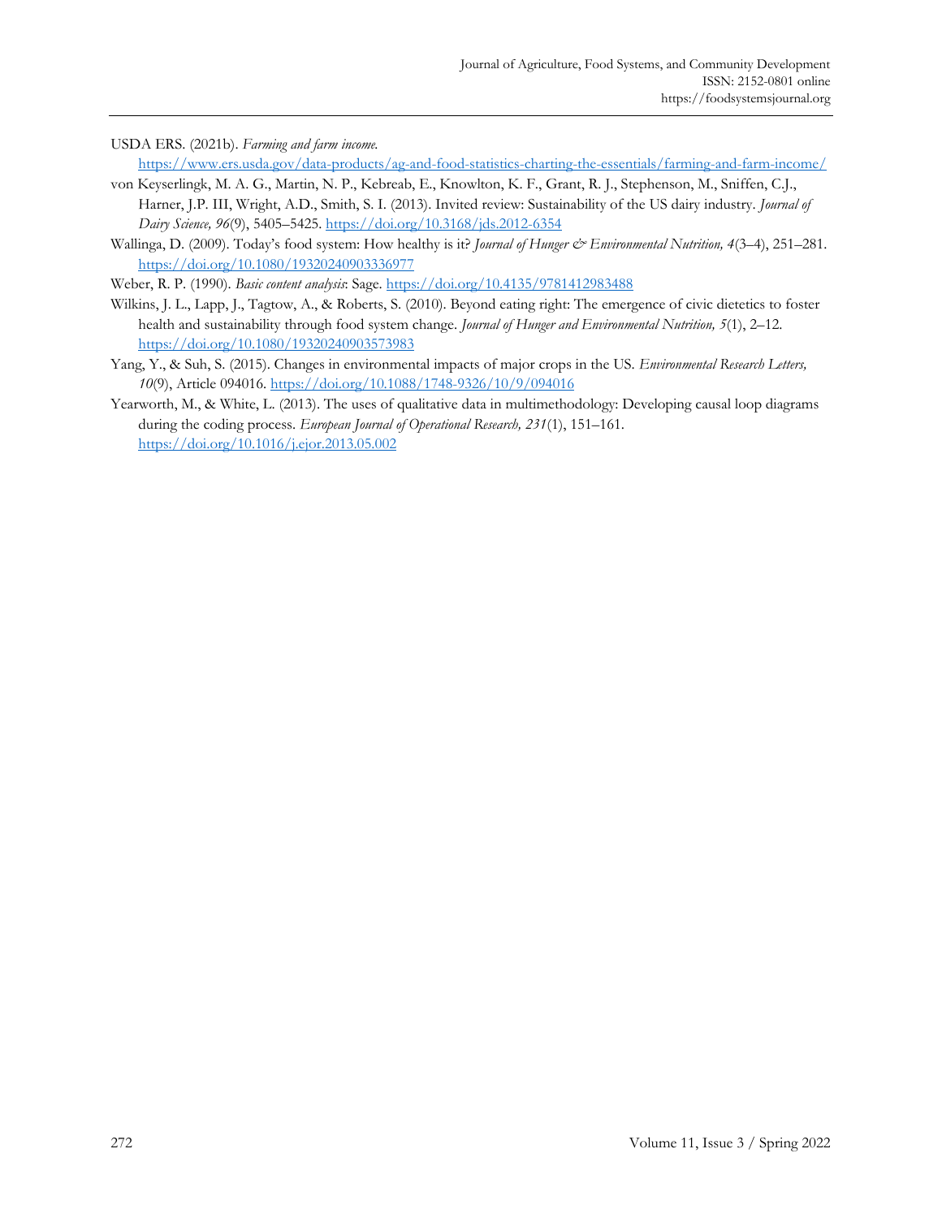USDA ERS. (2021b). *Farming and farm income.* https://www.ers.usda.gov/data-products/ag-and-food-statistics-charting-the-essentials/farming-and-farm-income/

von Keyserlingk, M. A. G., Martin, N. P., Kebreab, E., Knowlton, K. F., Grant, R. J., Stephenson, M., Sniffen, C.J., Harner, J.P. III, Wright, A.D., Smith, S. I. (2013). Invited review: Sustainability of the US dairy industry. *Journal of Dairy Science, 96*(9), 5405–5425. https://doi.org/10.3168/jds.2012-6354

Wallinga, D. (2009). Today's food system: How healthy is it? *Journal of Hunger & Environmental Nutrition, 4*(3–4), 251–281. https://doi.org/10.1080/19320240903336977

Weber, R. P. (1990). *Basic content analysis*: Sage. https://doi.org/10.4135/9781412983488

Wilkins, J. L., Lapp, J., Tagtow, A., & Roberts, S. (2010). Beyond eating right: The emergence of civic dietetics to foster health and sustainability through food system change. *Journal of Hunger and Environmental Nutrition, 5*(1), 2–12. https://doi.org/10.1080/19320240903573983

Yang, Y., & Suh, S. (2015). Changes in environmental impacts of major crops in the US. *Environmental Research Letters, 10*(9), Article 094016. https://doi.org/10.1088/1748-9326/10/9/094016

Yearworth, M., & White, L. (2013). The uses of qualitative data in multimethodology: Developing causal loop diagrams during the coding process. *European Journal of Operational Research, 231*(1), 151–161. https://doi.org/10.1016/j.ejor.2013.05.002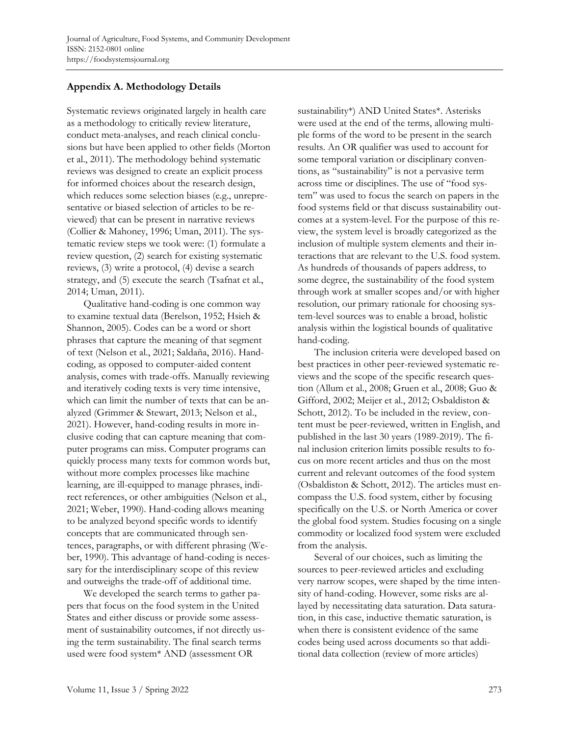## Appendix A. Methodology Details

Systematic reviews originated largely in health care as a methodology to critically review literature, conduct meta-analyses, and reach clinical conclusions but have been applied to other fields (Morton et al., 2011). The methodology behind systematic reviews was designed to create an explicit process for informed choices about the research design, which reduces some selection biases (e.g., unrepresentative or biased selection of articles to be reviewed) that can be present in narrative reviews (Collier & Mahoney, 1996; Uman, 2011). The systematic review steps we took were: (1) formulate a review question, (2) search for existing systematic reviews, (3) write a protocol, (4) devise a search strategy, and (5) execute the search (Tsafnat et al., 2014; Uman, 2011).

Qualitative hand-coding is one common way to examine textual data (Berelson, 1952; Hsieh & Shannon, 2005). Codes can be a word or short phrases that capture the meaning of that segment of text (Nelson et al., 2021; Saldaña, 2016). Hand-coding, as opposed to computer-aided content analysis, comes with trade-offs. Manually reviewing and iteratively coding texts is very time intensive, which can limit the number of texts that can be analyzed (Grimmer & Stewart, 2013; Nelson et al., 2021). However, hand-coding results in more inclusive coding that can capture meaning that computer programs can miss. Computer programs can quickly process many texts for common words but, without more complex processes like machine learning, are ill-equipped to manage phrases, indirect references, or other ambiguities (Nelson et al., 2021; Weber, 1990). Hand-coding allows meaning to be analyzed beyond specific words to identify concepts that are communicated through sentences, paragraphs, or with different phrasing (Weber, 1990). This advantage of hand-coding is necessary for the interdisciplinary scope of this review and outweighs the trade-off of additional time.

We developed the search terms to gather papers that focus on the food system in the United States and either discuss or provide some assessment of sustainability outcomes, if not directly using the term sustainability. The final search terms used were food system* AND (assessment OR sustainability*) AND United States*. Asterisks were used at the end of the terms, allowing multiple forms of the word to be present in the search results. An OR qualifier was used to account for some temporal variation or disciplinary conventions, as "sustainability" is not a pervasive term across time or disciplines. The use of "food system" was used to focus the search on papers in the food systems field or that discuss sustainability outcomes at a system-level. For the purpose of this review, the system level is broadly categorized as the inclusion of multiple system elements and their interactions that are relevant to the U.S. food system. As hundreds of thousands of papers address, to some degree, the sustainability of the food system through work at smaller scopes and/or with higher resolution, our primary rationale for choosing system-level sources was to enable a broad, holistic analysis within the logistical bounds of qualitative hand-coding.

The inclusion criteria were developed based on best practices in other peer-reviewed systematic reviews and the scope of the specific research question (Allum et al., 2008; Gruen et al., 2008; Guo & Gifford, 2002; Meijer et al., 2012; Osbaldiston & Schott, 2012). To be included in the review, content must be peer-reviewed, written in English, and published in the last 30 years (1989-2019). The final inclusion criterion limits possible results to focus on more recent articles and thus on the most current and relevant outcomes of the food system (Osbaldiston & Schott, 2012). The articles must encompass the U.S. food system, either by focusing specifically on the U.S. or North America or cover the global food system. Studies focusing on a single commodity or localized food system were excluded from the analysis.

Several of our choices, such as limiting the sources to peer-reviewed articles and excluding very narrow scopes, were shaped by the time intensity of hand-coding. However, some risks are allayed by necessitating data saturation. Data saturation, in this case, inductive thematic saturation, is when there is consistent evidence of the same codes being used across documents so that additional data collection (review of more articles)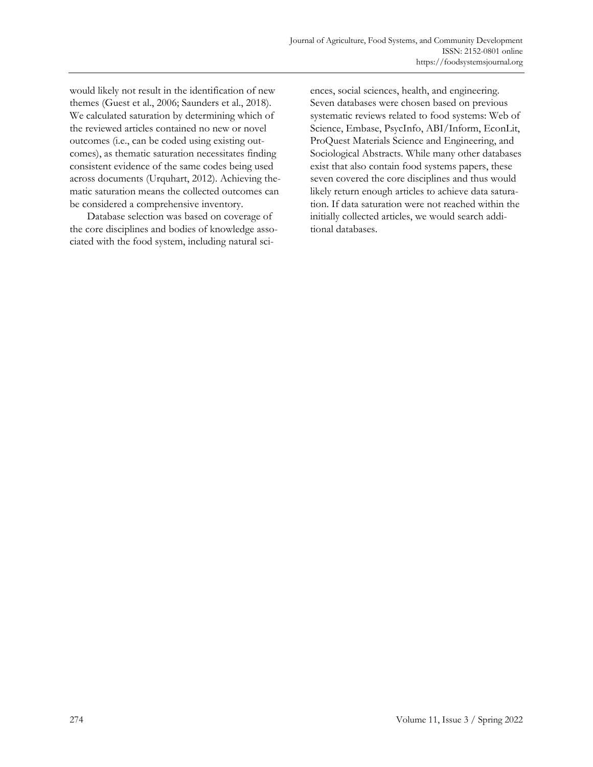would likely not result in the identification of new themes (Guest et al., 2006; Saunders et al., 2018). We calculated saturation by determining which of the reviewed articles contained no new or novel outcomes (i.e., can be coded using existing outcomes), as thematic saturation necessitates finding consistent evidence of the same codes being used across documents (Urquhart, 2012). Achieving thematic saturation means the collected outcomes can be considered a comprehensive inventory.

Database selection was based on coverage of the core disciplines and bodies of knowledge associated with the food system, including natural sciences, social sciences, health, and engineering. Seven databases were chosen based on previous systematic reviews related to food systems: Web of Science, Embase, PsycInfo, ABI/Inform, EconLit, ProQuest Materials Science and Engineering, and Sociological Abstracts. While many other databases exist that also contain food systems papers, these seven covered the core disciplines and thus would likely return enough articles to achieve data saturation. If data saturation were not reached within the initially collected articles, we would search additional databases.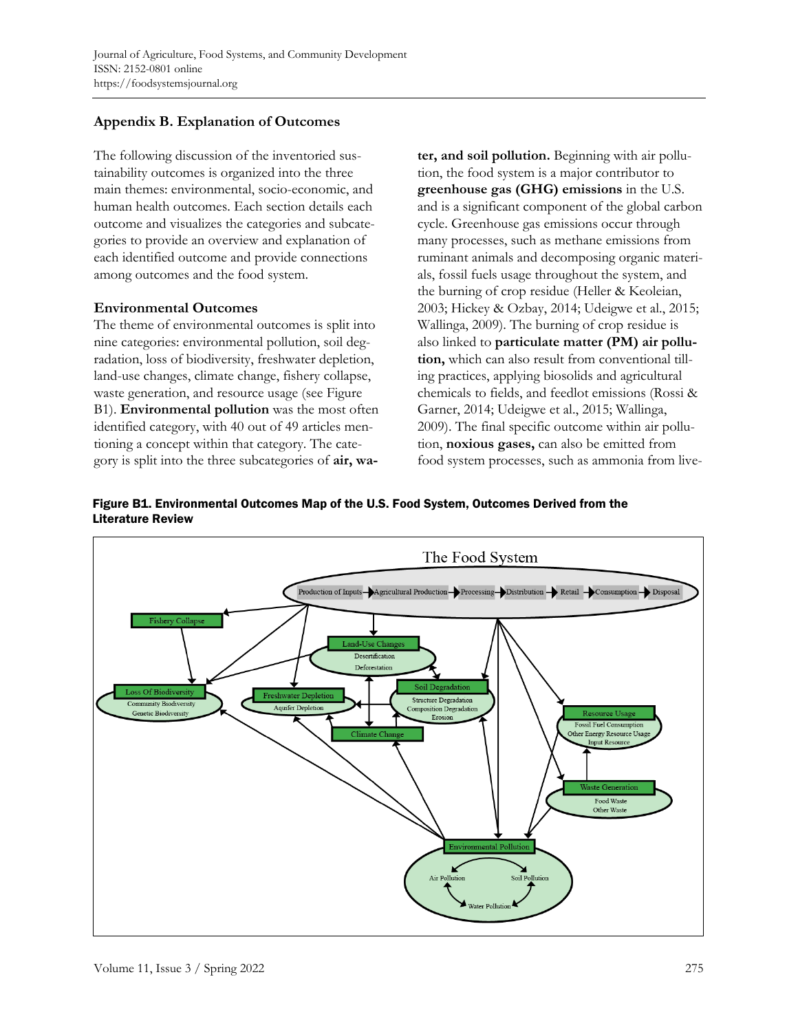## Appendix B. Explanation of Outcomes

The following discussion of the inventoried sustainability outcomes is organized into the three main themes: environmental, socio-economic, and human health outcomes. Each section details each outcome and visualizes the categories and subcategories to provide an overview and explanation of each identified outcome and provide connections among outcomes and the food system.

### Environmental Outcomes

The theme of environmental outcomes is split into nine categories: environmental pollution, soil degradation, loss of biodiversity, freshwater depletion, land-use changes, climate change, fishery collapse, waste generation, and resource usage (see Figure B1). **Environmental pollution** was the most often identified category, with 40 out of 49 articles mentioning a concept within that category. The category is split into the three subcategories of **air, water, and soil pollution.** Beginning with air pollution, the food system is a major contributor to **greenhouse gas (GHG) emissions** in the U.S. and is a significant component of the global carbon cycle. Greenhouse gas emissions occur through many processes, such as methane emissions from ruminant animals and decomposing organic materials, fossil fuels usage throughout the system, and the burning of crop residue (Heller & Keoleian, 2003; Hickey & Ozbay, 2014; Udeigwe et al., 2015; Wallinga, 2009). The burning of crop residue is also linked to **particulate matter (PM) air pollution,** which can also result from conventional tilling practices, applying biosolids and agricultural chemicals to fields, and feedlot emissions (Rossi & Garner, 2014; Udeigwe et al., 2015; Wallinga, 2009). The final specific outcome within air pollution, **noxious gases,** can also be emitted from food system processes, such as ammonia from live-

**Figure B1. Environmental Outcomes Map of the U.S. Food System, Outcomes Derived from the Literature Review**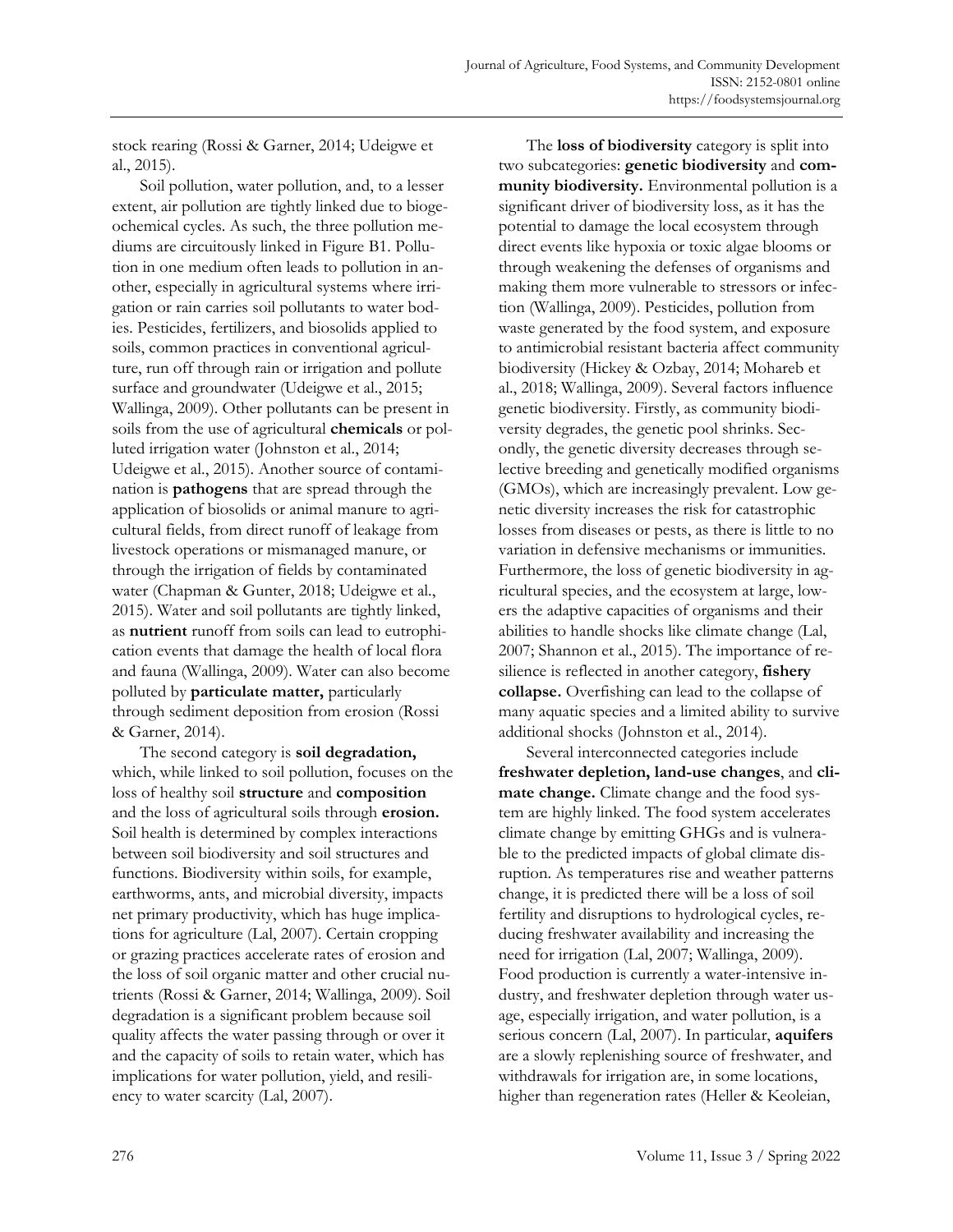stock rearing (Rossi & Garner, 2014; Udeigwe et al., 2015).

Soil pollution, water pollution, and, to a lesser extent, air pollution are tightly linked due to biogeochemical cycles. As such, the three pollution mediums are circuitously linked in Figure B1. Pollution in one medium often leads to pollution in another, especially in agricultural systems where irrigation or rain carries soil pollutants to water bodies. Pesticides, fertilizers, and biosolids applied to soils, common practices in conventional agriculture, run off through rain or irrigation and pollute surface and groundwater (Udeigwe et al., 2015; Wallinga, 2009). Other pollutants can be present in soils from the use of agricultural **chemicals** or polluted irrigation water (Johnston et al., 2014; Udeigwe et al., 2015). Another source of contamination is **pathogens** that are spread through the application of biosolids or animal manure to agricultural fields, from direct runoff of leakage from livestock operations or mismanaged manure, or through the irrigation of fields by contaminated water (Chapman & Gunter, 2018; Udeigwe et al., 2015). Water and soil pollutants are tightly linked, as **nutrient** runoff from soils can lead to eutrophication events that damage the health of local flora and fauna (Wallinga, 2009). Water can also become polluted by **particulate matter,** particularly through sediment deposition from erosion (Rossi & Garner, 2014).

The second category is **soil degradation,** which, while linked to soil pollution, focuses on the loss of healthy soil **structure** and **composition** and the loss of agricultural soils through **erosion.** Soil health is determined by complex interactions between soil biodiversity and soil structures and functions. Biodiversity within soils, for example, earthworms, ants, and microbial diversity, impacts net primary productivity, which has huge implications for agriculture (Lal, 2007). Certain cropping or grazing practices accelerate rates of erosion and the loss of soil organic matter and other crucial nutrients (Rossi & Garner, 2014; Wallinga, 2009). Soil degradation is a significant problem because soil quality affects the water passing through or over it and the capacity of soils to retain water, which has implications for water pollution, yield, and resiliency to water scarcity (Lal, 2007).

The **loss of biodiversity** category is split into two subcategories: **genetic biodiversity** and **community biodiversity.** Environmental pollution is a significant driver of biodiversity loss, as it has the potential to damage the local ecosystem through direct events like hypoxia or toxic algae blooms or through weakening the defenses of organisms and making them more vulnerable to stressors or infection (Wallinga, 2009). Pesticides, pollution from waste generated by the food system, and exposure to antimicrobial resistant bacteria affect community biodiversity (Hickey & Ozbay, 2014; Mohareb et al., 2018; Wallinga, 2009). Several factors influence genetic biodiversity. Firstly, as community biodiversity degrades, the genetic pool shrinks. Secondly, the genetic diversity decreases through selective breeding and genetically modified organisms (GMOs), which are increasingly prevalent. Low genetic diversity increases the risk for catastrophic losses from diseases or pests, as there is little to no variation in defensive mechanisms or immunities. Furthermore, the loss of genetic biodiversity in agricultural species, and the ecosystem at large, lowers the adaptive capacities of organisms and their abilities to handle shocks like climate change (Lal, 2007; Shannon et al., 2015). The importance of resilience is reflected in another category, **fishery collapse.** Overfishing can lead to the collapse of many aquatic species and a limited ability to survive additional shocks (Johnston et al., 2014).

Several interconnected categories include **freshwater depletion, land-use changes**, and **climate change.** Climate change and the food system are highly linked. The food system accelerates climate change by emitting GHGs and is vulnerable to the predicted impacts of global climate disruption. As temperatures rise and weather patterns change, it is predicted there will be a loss of soil fertility and disruptions to hydrological cycles, reducing freshwater availability and increasing the need for irrigation (Lal, 2007; Wallinga, 2009). Food production is currently a water-intensive industry, and freshwater depletion through water usage, especially irrigation, and water pollution, is a serious concern (Lal, 2007). In particular, **aquifers** are a slowly replenishing source of freshwater, and withdrawals for irrigation are, in some locations, higher than regeneration rates (Heller & Keoleian,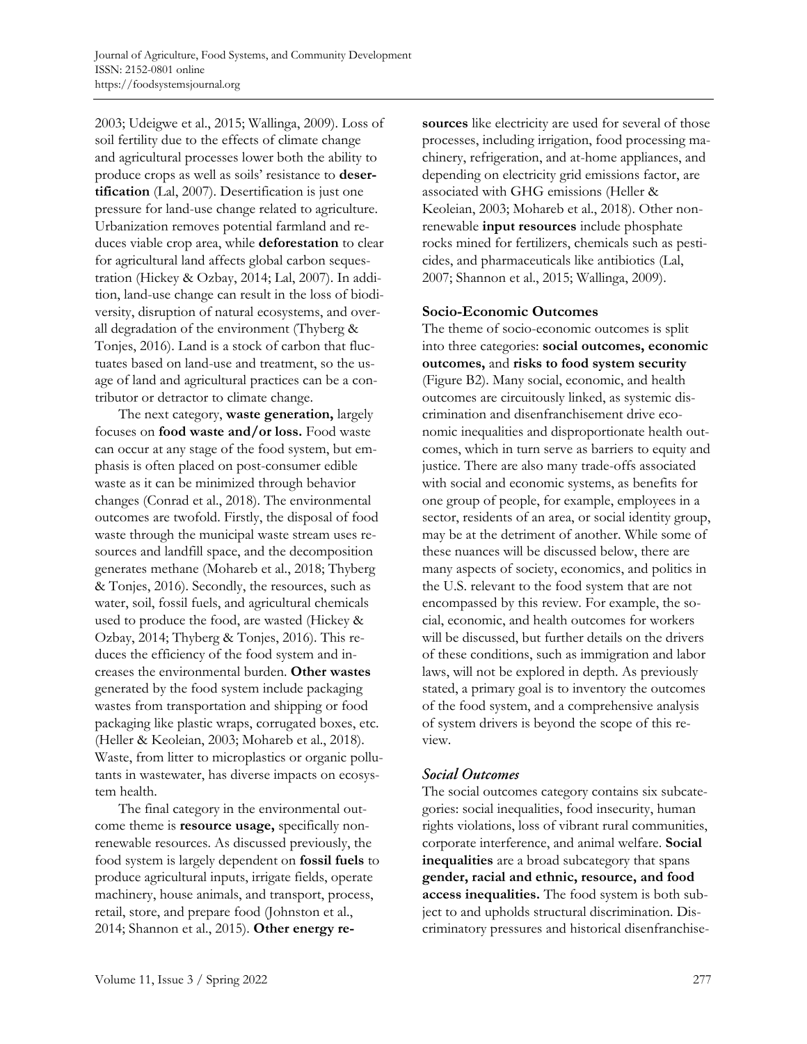2003; Udeigwe et al., 2015; Wallinga, 2009). Loss of soil fertility due to the effects of climate change and agricultural processes lower both the ability to produce crops as well as soils' resistance to **desertification** (Lal, 2007). Desertification is just one pressure for land-use change related to agriculture. Urbanization removes potential farmland and reduces viable crop area, while **deforestation** to clear for agricultural land affects global carbon sequestration (Hickey & Ozbay, 2014; Lal, 2007). In addition, land-use change can result in the loss of biodiversity, disruption of natural ecosystems, and overall degradation of the environment (Thyberg & Tonjes, 2016). Land is a stock of carbon that fluctuates based on land-use and treatment, so the usage of land and agricultural practices can be a contributor or detractor to climate change.

The next category, **waste generation,** largely focuses on **food waste and/or loss.** Food waste can occur at any stage of the food system, but emphasis is often placed on post-consumer edible waste as it can be minimized through behavior changes (Conrad et al., 2018). The environmental outcomes are twofold. Firstly, the disposal of food waste through the municipal waste stream uses resources and landfill space, and the decomposition generates methane (Mohareb et al., 2018; Thyberg & Tonjes, 2016). Secondly, the resources, such as water, soil, fossil fuels, and agricultural chemicals used to produce the food, are wasted (Hickey & Ozbay, 2014; Thyberg & Tonjes, 2016). This reduces the efficiency of the food system and increases the environmental burden. **Other wastes** generated by the food system include packaging wastes from transportation and shipping or food packaging like plastic wraps, corrugated boxes, etc. (Heller & Keoleian, 2003; Mohareb et al., 2018). Waste, from litter to microplastics or organic pollutants in wastewater, has diverse impacts on ecosystem health.

The final category in the environmental outcome theme is **resource usage,** specifically nonrenewable resources. As discussed previously, the food system is largely dependent on **fossil fuels** to produce agricultural inputs, irrigate fields, operate machinery, house animals, and transport, process, retail, store, and prepare food (Johnston et al., 2014; Shannon et al., 2015). **Other energy resources** like electricity are used for several of those processes, including irrigation, food processing machinery, refrigeration, and at-home appliances, and depending on electricity grid emissions factor, are associated with GHG emissions (Heller & Keoleian, 2003; Mohareb et al., 2018). Other nonrenewable **input resources** include phosphate rocks mined for fertilizers, chemicals such as pesticides, and pharmaceuticals like antibiotics (Lal, 2007; Shannon et al., 2015; Wallinga, 2009).

### Socio-Economic Outcomes

The theme of socio-economic outcomes is split into three categories: **social outcomes, economic outcomes,** and **risks to food system security** (Figure B2). Many social, economic, and health outcomes are circuitously linked, as systemic discrimination and disenfranchisement drive economic inequalities and disproportionate health outcomes, which in turn serve as barriers to equity and justice. There are also many trade-offs associated with social and economic systems, as benefits for one group of people, for example, employees in a sector, residents of an area, or social identity group, may be at the detriment of another. While some of these nuances will be discussed below, there are many aspects of society, economics, and politics in the U.S. relevant to the food system that are not encompassed by this review. For example, the social, economic, and health outcomes for workers will be discussed, but further details on the drivers of these conditions, such as immigration and labor laws, will not be explored in depth. As previously stated, a primary goal is to inventory the outcomes of the food system, and a comprehensive analysis of system drivers is beyond the scope of this review.

#### *Social Outcomes*

The social outcomes category contains six subcategories: social inequalities, food insecurity, human rights violations, loss of vibrant rural communities, corporate interference, and animal welfare. **Social inequalities** are a broad subcategory that spans **gender, racial and ethnic, resource, and food access inequalities.** The food system is both subject to and upholds structural discrimination. Discriminatory pressures and historical disenfranchise-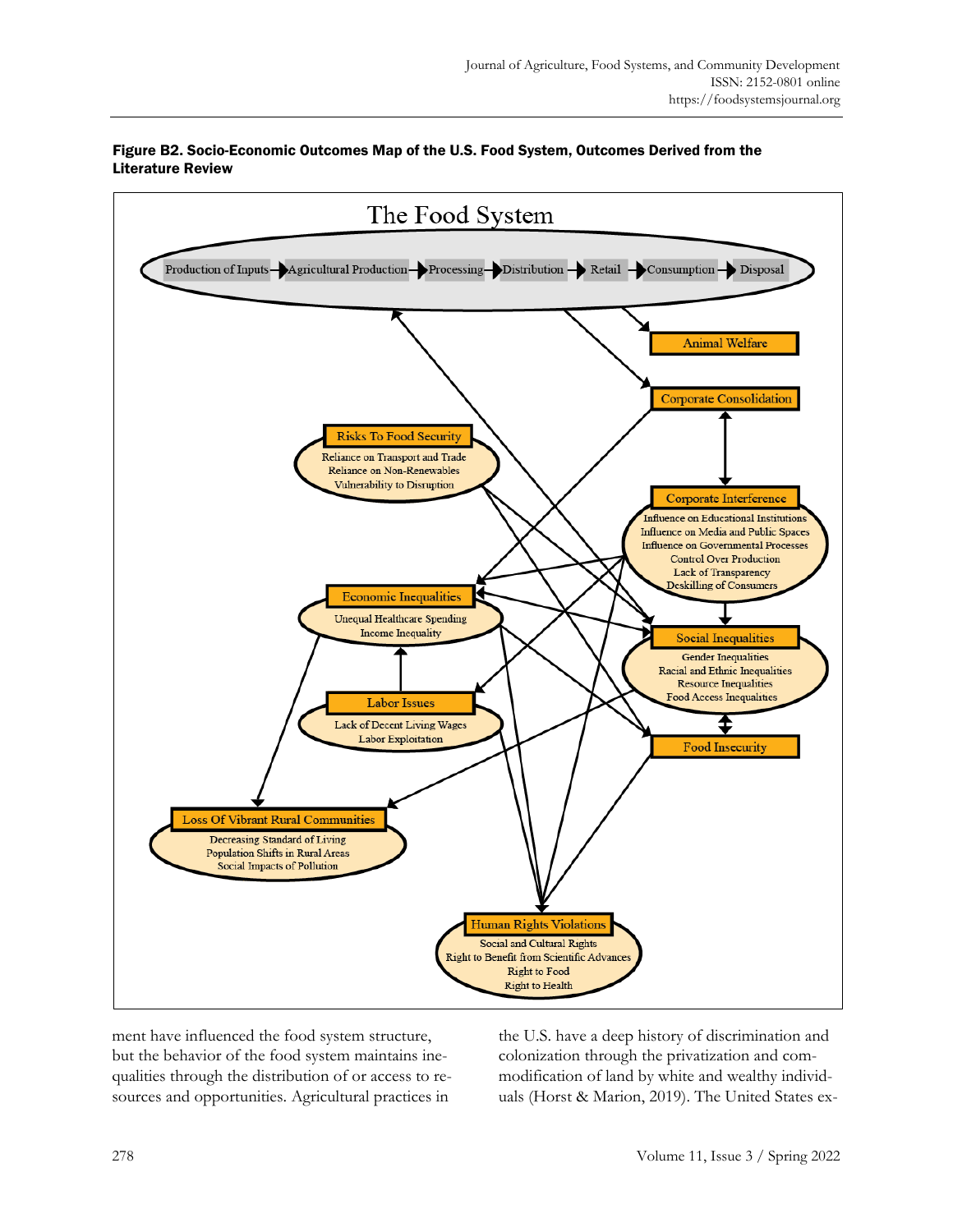**Figure B2. Socio-Economic Outcomes Map of the U.S. Food System, Outcomes Derived from the Literature Review**

The Food System

Production of Inputs → Agricultural Production → Processing → Distribution → Retail → Consumption → Disposal

Animal Welfare

Corporate Consolidation

Risks To Food Security
- Reliance on Transport and Trade
- Reliance on Non-Renewables
- Vulnerability to Disruption

Corporate Interference
- Influence on Educational Institutions
- Influence on Media and Public Spaces
- Influence on Governmental Processes
- Control Over Production
- Lack of Transparency
- Deskilling of Consumers

Economic Inequalities
- Unequal Healthcare Spending
- Income Inequality

Social Inequalities
- Gender Inequalities
- Racial and Ethnic Inequalities
- Resource Inequalities
- Food Access Inequalities

Labor Issues
- Lack of Decent Living Wages
- Labor Exploitation

Food Insecurity

Loss Of Vibrant Rural Communities
- Decreasing Standard of Living
- Population Shifts in Rural Areas
- Social Impacts of Pollution

Human Rights Violations
- Social and Cultural Rights
- Right to Benefit from Scientific Advances
- Right to Food
- Right to Health

ment have influenced the food system structure, but the behavior of the food system maintains inequalities through the distribution of or access to resources and opportunities. Agricultural practices in the U.S. have a deep history of discrimination and colonization through the privatization and commodification of land by white and wealthy individuals (Horst & Marion, 2019). The United States ex-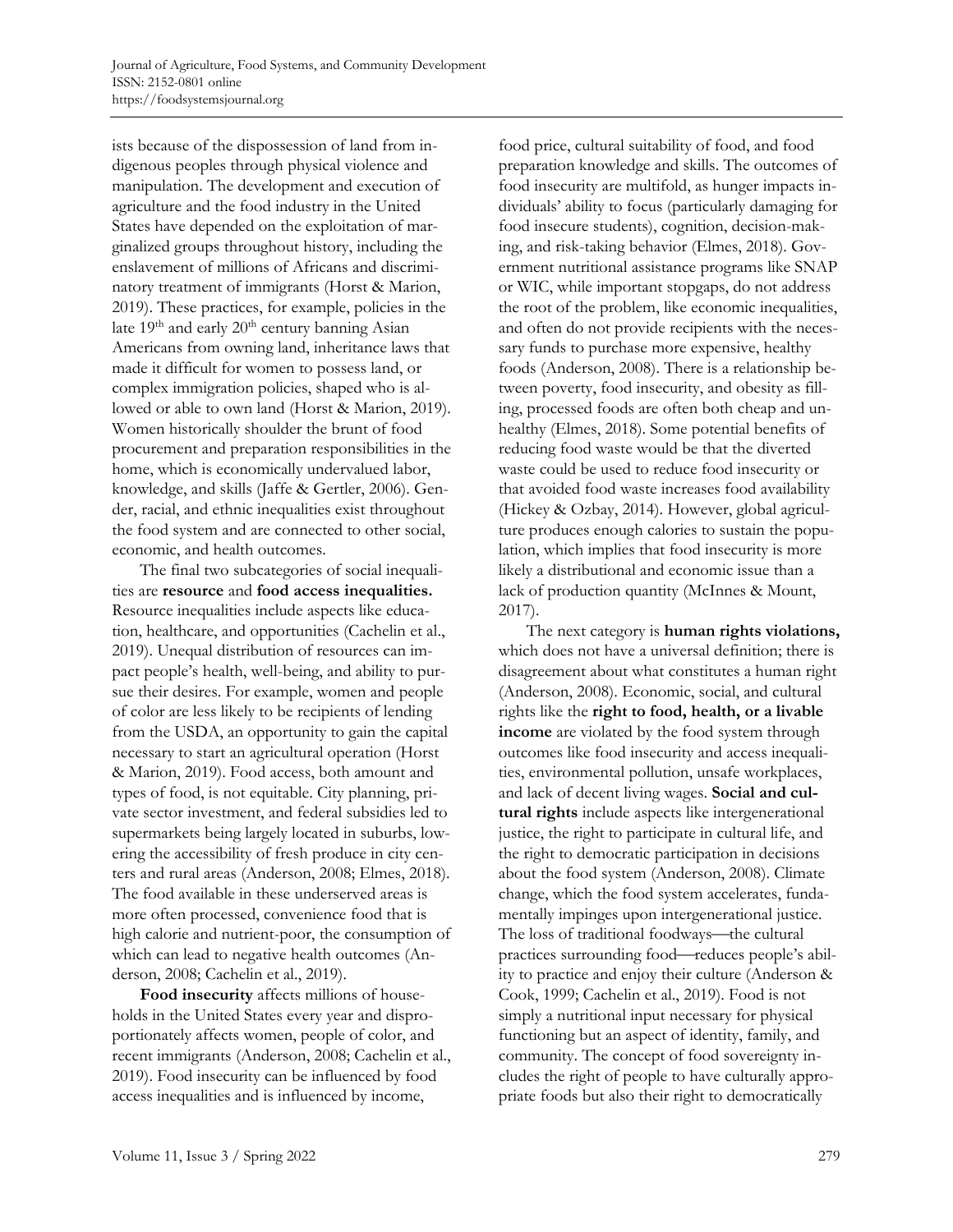ists because of the dispossession of land from indigenous peoples through physical violence and manipulation. The development and execution of agriculture and the food industry in the United States have depended on the exploitation of marginalized groups throughout history, including the enslavement of millions of Africans and discriminatory treatment of immigrants (Horst & Marion, 2019). These practices, for example, policies in the late 19th and early 20th century banning Asian Americans from owning land, inheritance laws that made it difficult for women to possess land, or complex immigration policies, shaped who is allowed or able to own land (Horst & Marion, 2019). Women historically shoulder the brunt of food procurement and preparation responsibilities in the home, which is economically undervalued labor, knowledge, and skills (Jaffe & Gertler, 2006). Gender, racial, and ethnic inequalities exist throughout the food system and are connected to other social, economic, and health outcomes.

The final two subcategories of social inequalities are **resource** and **food access inequalities.** Resource inequalities include aspects like education, healthcare, and opportunities (Cachelin et al., 2019). Unequal distribution of resources can impact people's health, well-being, and ability to pursue their desires. For example, women and people of color are less likely to be recipients of lending from the USDA, an opportunity to gain the capital necessary to start an agricultural operation (Horst & Marion, 2019). Food access, both amount and types of food, is not equitable. City planning, private sector investment, and federal subsidies led to supermarkets being largely located in suburbs, lowering the accessibility of fresh produce in city centers and rural areas (Anderson, 2008; Elmes, 2018). The food available in these underserved areas is more often processed, convenience food that is high calorie and nutrient-poor, the consumption of which can lead to negative health outcomes (Anderson, 2008; Cachelin et al., 2019).

**Food insecurity** affects millions of households in the United States every year and disproportionately affects women, people of color, and recent immigrants (Anderson, 2008; Cachelin et al., 2019). Food insecurity can be influenced by food access inequalities and is influenced by income, food price, cultural suitability of food, and food preparation knowledge and skills. The outcomes of food insecurity are multifold, as hunger impacts individuals' ability to focus (particularly damaging for food insecure students), cognition, decision-making, and risk-taking behavior (Elmes, 2018). Government nutritional assistance programs like SNAP or WIC, while important stopgaps, do not address the root of the problem, like economic inequalities, and often do not provide recipients with the necessary funds to purchase more expensive, healthy foods (Anderson, 2008). There is a relationship between poverty, food insecurity, and obesity as filling, processed foods are often both cheap and unhealthy (Elmes, 2018). Some potential benefits of reducing food waste would be that the diverted waste could be used to reduce food insecurity or that avoided food waste increases food availability (Hickey & Ozbay, 2014). However, global agriculture produces enough calories to sustain the population, which implies that food insecurity is more likely a distributional and economic issue than a lack of production quantity (McInnes & Mount, 2017).

The next category is **human rights violations,** which does not have a universal definition; there is disagreement about what constitutes a human right (Anderson, 2008). Economic, social, and cultural rights like the **right to food, health, or a livable income** are violated by the food system through outcomes like food insecurity and access inequalities, environmental pollution, unsafe workplaces, and lack of decent living wages. **Social and cultural rights** include aspects like intergenerational justice, the right to participate in cultural life, and the right to democratic participation in decisions about the food system (Anderson, 2008). Climate change, which the food system accelerates, fundamentally impinges upon intergenerational justice. The loss of traditional foodways—the cultural practices surrounding food—reduces people's ability to practice and enjoy their culture (Anderson & Cook, 1999; Cachelin et al., 2019). Food is not simply a nutritional input necessary for physical functioning but an aspect of identity, family, and community. The concept of food sovereignty includes the right of people to have culturally appropriate foods but also their right to democratically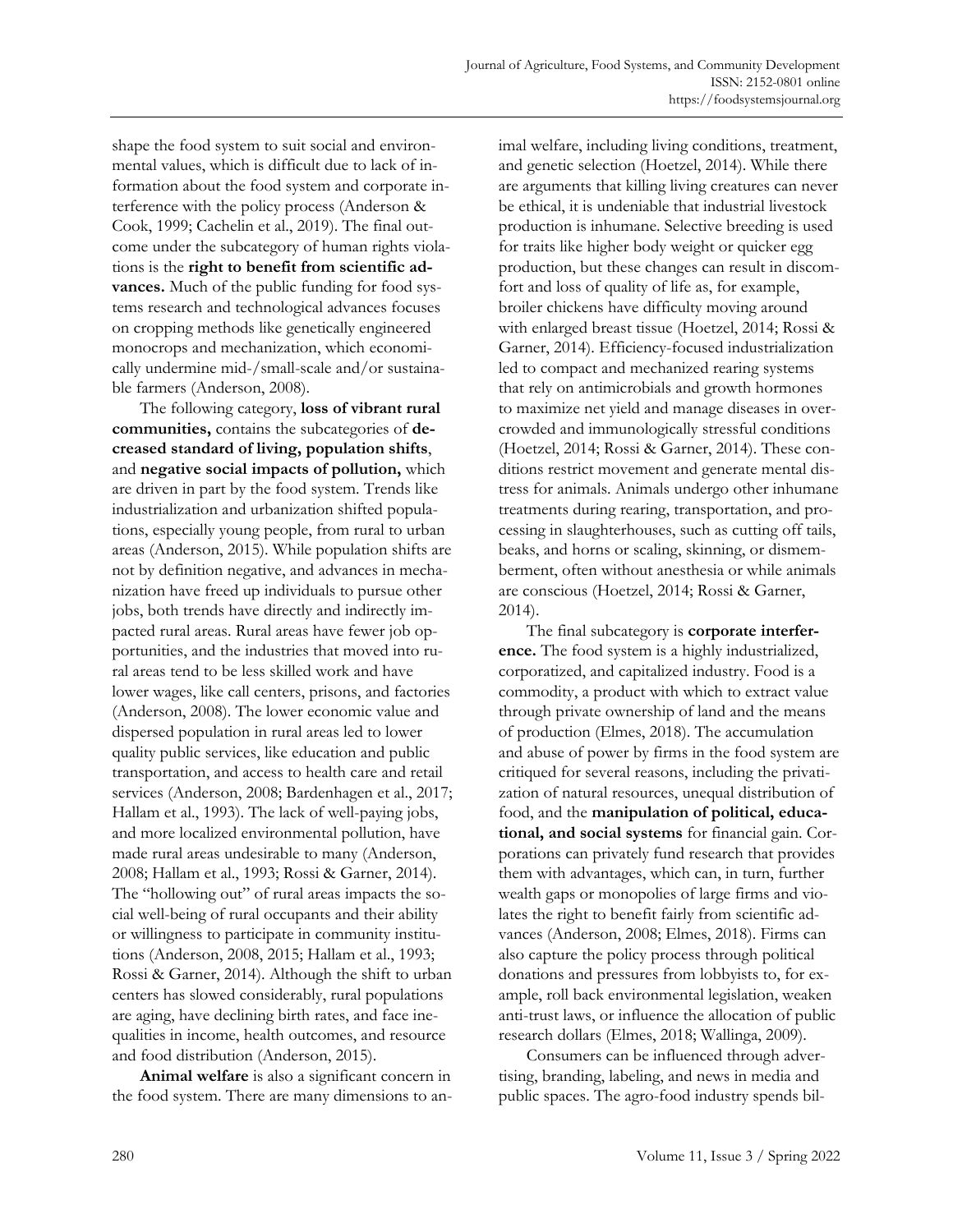shape the food system to suit social and environmental values, which is difficult due to lack of information about the food system and corporate interference with the policy process (Anderson & Cook, 1999; Cachelin et al., 2019). The final outcome under the subcategory of human rights violations is the **right to benefit from scientific advances.** Much of the public funding for food systems research and technological advances focuses on cropping methods like genetically engineered monocrops and mechanization, which economically undermine mid-/small-scale and/or sustainable farmers (Anderson, 2008).

The following category, **loss of vibrant rural communities,** contains the subcategories of **decreased standard of living, population shifts**, and **negative social impacts of pollution,** which are driven in part by the food system. Trends like industrialization and urbanization shifted populations, especially young people, from rural to urban areas (Anderson, 2015). While population shifts are not by definition negative, and advances in mechanization have freed up individuals to pursue other jobs, both trends have directly and indirectly impacted rural areas. Rural areas have fewer job opportunities, and the industries that moved into rural areas tend to be less skilled work and have lower wages, like call centers, prisons, and factories (Anderson, 2008). The lower economic value and dispersed population in rural areas led to lower quality public services, like education and public transportation, and access to health care and retail services (Anderson, 2008; Bardenhagen et al., 2017; Hallam et al., 1993). The lack of well-paying jobs, and more localized environmental pollution, have made rural areas undesirable to many (Anderson, 2008; Hallam et al., 1993; Rossi & Garner, 2014). The "hollowing out" of rural areas impacts the social well-being of rural occupants and their ability or willingness to participate in community institutions (Anderson, 2008, 2015; Hallam et al., 1993; Rossi & Garner, 2014). Although the shift to urban centers has slowed considerably, rural populations are aging, have declining birth rates, and face inequalities in income, health outcomes, and resource and food distribution (Anderson, 2015).

**Animal welfare** is also a significant concern in the food system. There are many dimensions to animal welfare, including living conditions, treatment, and genetic selection (Hoetzel, 2014). While there are arguments that killing living creatures can never be ethical, it is undeniable that industrial livestock production is inhumane. Selective breeding is used for traits like higher body weight or quicker egg production, but these changes can result in discomfort and loss of quality of life as, for example, broiler chickens have difficulty moving around with enlarged breast tissue (Hoetzel, 2014; Rossi & Garner, 2014). Efficiency-focused industrialization led to compact and mechanized rearing systems that rely on antimicrobials and growth hormones to maximize net yield and manage diseases in overcrowded and immunologically stressful conditions (Hoetzel, 2014; Rossi & Garner, 2014). These conditions restrict movement and generate mental distress for animals. Animals undergo other inhumane treatments during rearing, transportation, and processing in slaughterhouses, such as cutting off tails, beaks, and horns or scaling, skinning, or dismemberment, often without anesthesia or while animals are conscious (Hoetzel, 2014; Rossi & Garner, 2014).

The final subcategory is **corporate interference.** The food system is a highly industrialized, corporatized, and capitalized industry. Food is a commodity, a product with which to extract value through private ownership of land and the means of production (Elmes, 2018). The accumulation and abuse of power by firms in the food system are critiqued for several reasons, including the privatization of natural resources, unequal distribution of food, and the **manipulation of political, educational, and social systems** for financial gain. Corporations can privately fund research that provides them with advantages, which can, in turn, further wealth gaps or monopolies of large firms and violates the right to benefit fairly from scientific advances (Anderson, 2008; Elmes, 2018). Firms can also capture the policy process through political donations and pressures from lobbyists to, for example, roll back environmental legislation, weaken anti-trust laws, or influence the allocation of public research dollars (Elmes, 2018; Wallinga, 2009).

Consumers can be influenced through advertising, branding, labeling, and news in media and public spaces. The agro-food industry spends bil-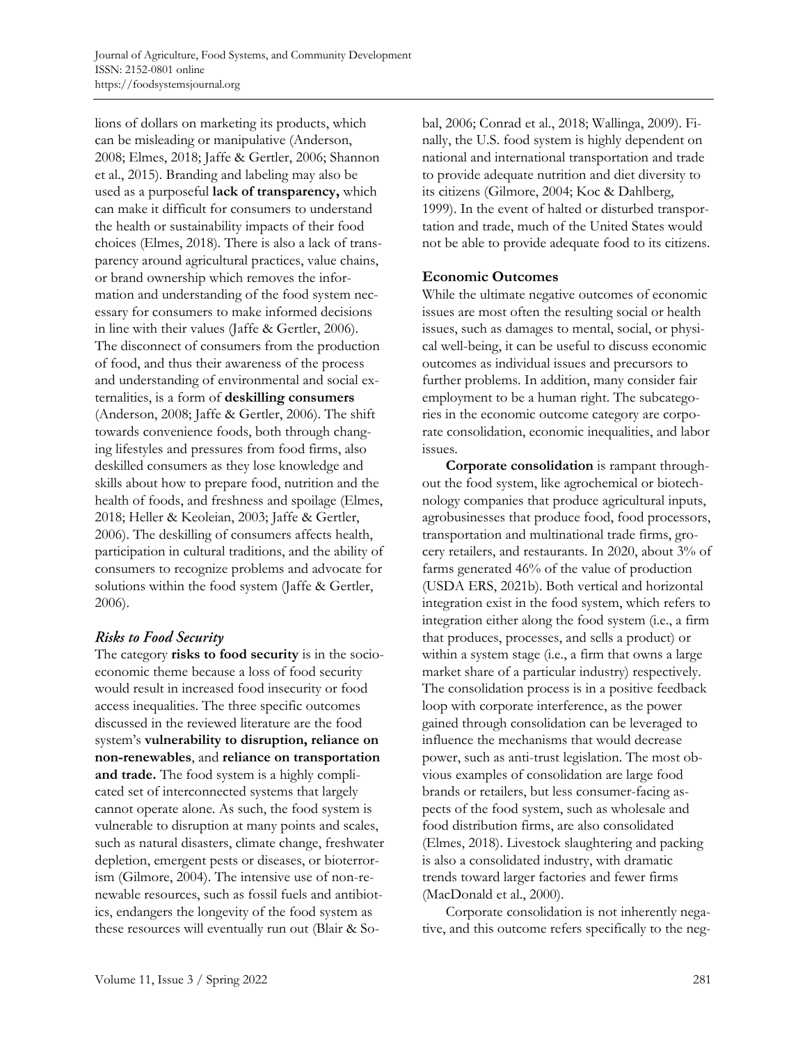lions of dollars on marketing its products, which can be misleading or manipulative (Anderson, 2008; Elmes, 2018; Jaffe & Gertler, 2006; Shannon et al., 2015). Branding and labeling may also be used as a purposeful **lack of transparency,** which can make it difficult for consumers to understand the health or sustainability impacts of their food choices (Elmes, 2018). There is also a lack of transparency around agricultural practices, value chains, or brand ownership which removes the information and understanding of the food system necessary for consumers to make informed decisions in line with their values (Jaffe & Gertler, 2006). The disconnect of consumers from the production of food, and thus their awareness of the process and understanding of environmental and social externalities, is a form of **deskilling consumers** (Anderson, 2008; Jaffe & Gertler, 2006). The shift towards convenience foods, both through changing lifestyles and pressures from food firms, also deskilled consumers as they lose knowledge and skills about how to prepare food, nutrition and the health of foods, and freshness and spoilage (Elmes, 2018; Heller & Keoleian, 2003; Jaffe & Gertler, 2006). The deskilling of consumers affects health, participation in cultural traditions, and the ability of consumers to recognize problems and advocate for solutions within the food system (Jaffe & Gertler, 2006).

### *Risks to Food Security*

The category **risks to food security** is in the socioeconomic theme because a loss of food security would result in increased food insecurity or food access inequalities. The three specific outcomes discussed in the reviewed literature are the food system's **vulnerability to disruption, reliance on non-renewables**, and **reliance on transportation and trade.** The food system is a highly complicated set of interconnected systems that largely cannot operate alone. As such, the food system is vulnerable to disruption at many points and scales, such as natural disasters, climate change, freshwater depletion, emergent pests or diseases, or bioterrorism (Gilmore, 2004). The intensive use of non-renewable resources, such as fossil fuels and antibiotics, endangers the longevity of the food system as these resources will eventually run out (Blair & Sobal, 2006; Conrad et al., 2018; Wallinga, 2009). Finally, the U.S. food system is highly dependent on national and international transportation and trade to provide adequate nutrition and diet diversity to its citizens (Gilmore, 2004; Koc & Dahlberg, 1999). In the event of halted or disturbed transportation and trade, much of the United States would not be able to provide adequate food to its citizens.

### Economic Outcomes

While the ultimate negative outcomes of economic issues are most often the resulting social or health issues, such as damages to mental, social, or physical well-being, it can be useful to discuss economic outcomes as individual issues and precursors to further problems. In addition, many consider fair employment to be a human right. The subcategories in the economic outcome category are corporate consolidation, economic inequalities, and labor issues.

**Corporate consolidation** is rampant throughout the food system, like agrochemical or biotechnology companies that produce agricultural inputs, agrobusinesses that produce food, food processors, transportation and multinational trade firms, grocery retailers, and restaurants. In 2020, about 3% of farms generated 46% of the value of production (USDA ERS, 2021b). Both vertical and horizontal integration exist in the food system, which refers to integration either along the food system (i.e., a firm that produces, processes, and sells a product) or within a system stage (i.e., a firm that owns a large market share of a particular industry) respectively. The consolidation process is in a positive feedback loop with corporate interference, as the power gained through consolidation can be leveraged to influence the mechanisms that would decrease power, such as anti-trust legislation. The most obvious examples of consolidation are large food brands or retailers, but less consumer-facing aspects of the food system, such as wholesale and food distribution firms, are also consolidated (Elmes, 2018). Livestock slaughtering and packing is also a consolidated industry, with dramatic trends toward larger factories and fewer firms (MacDonald et al., 2000).

Corporate consolidation is not inherently negative, and this outcome refers specifically to the neg-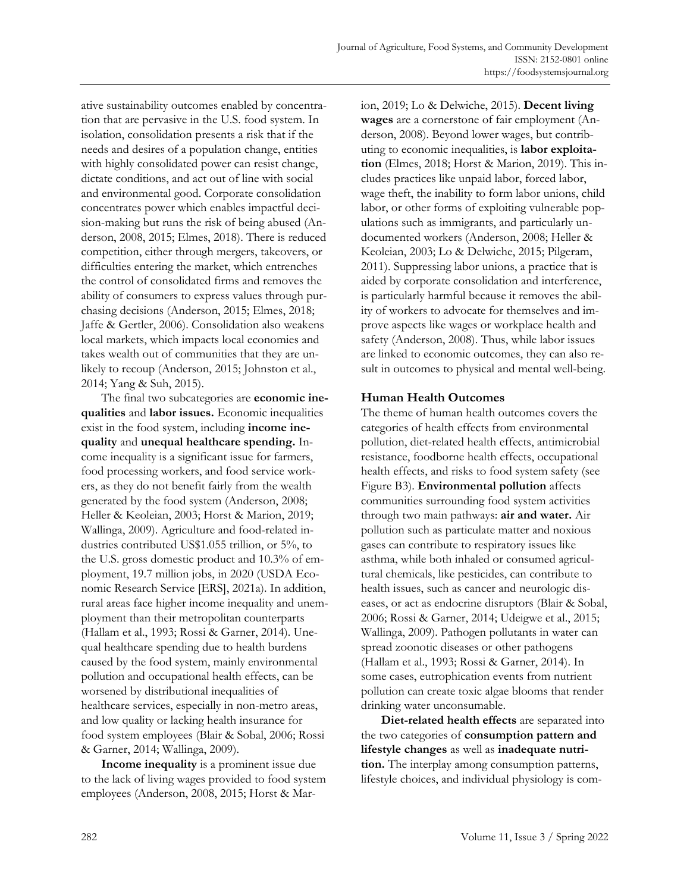ative sustainability outcomes enabled by concentration that are pervasive in the U.S. food system. In isolation, consolidation presents a risk that if the needs and desires of a population change, entities with highly consolidated power can resist change, dictate conditions, and act out of line with social and environmental good. Corporate consolidation concentrates power which enables impactful decision-making but runs the risk of being abused (Anderson, 2008, 2015; Elmes, 2018). There is reduced competition, either through mergers, takeovers, or difficulties entering the market, which entrenches the control of consolidated firms and removes the ability of consumers to express values through purchasing decisions (Anderson, 2015; Elmes, 2018; Jaffe & Gertler, 2006). Consolidation also weakens local markets, which impacts local economies and takes wealth out of communities that they are unlikely to recoup (Anderson, 2015; Johnston et al., 2014; Yang & Suh, 2015).

The final two subcategories are **economic inequalities** and **labor issues.** Economic inequalities exist in the food system, including **income inequality** and **unequal healthcare spending.** Income inequality is a significant issue for farmers, food processing workers, and food service workers, as they do not benefit fairly from the wealth generated by the food system (Anderson, 2008; Heller & Keoleian, 2003; Horst & Marion, 2019; Wallinga, 2009). Agriculture and food-related industries contributed US$1.055 trillion, or 5%, to the U.S. gross domestic product and 10.3% of employment, 19.7 million jobs, in 2020 (USDA Economic Research Service [ERS], 2021a). In addition, rural areas face higher income inequality and unemployment than their metropolitan counterparts (Hallam et al., 1993; Rossi & Garner, 2014). Unequal healthcare spending due to health burdens caused by the food system, mainly environmental pollution and occupational health effects, can be worsened by distributional inequalities of healthcare services, especially in non-metro areas, and low quality or lacking health insurance for food system employees (Blair & Sobal, 2006; Rossi & Garner, 2014; Wallinga, 2009).

**Income inequality** is a prominent issue due to the lack of living wages provided to food system employees (Anderson, 2008, 2015; Horst & Marion, 2019; Lo & Delwiche, 2015). **Decent living wages** are a cornerstone of fair employment (Anderson, 2008). Beyond lower wages, but contributing to economic inequalities, is **labor exploitation** (Elmes, 2018; Horst & Marion, 2019). This includes practices like unpaid labor, forced labor, wage theft, the inability to form labor unions, child labor, or other forms of exploiting vulnerable populations such as immigrants, and particularly undocumented workers (Anderson, 2008; Heller & Keoleian, 2003; Lo & Delwiche, 2015; Pilgeram, 2011). Suppressing labor unions, a practice that is aided by corporate consolidation and interference, is particularly harmful because it removes the ability of workers to advocate for themselves and improve aspects like wages or workplace health and safety (Anderson, 2008). Thus, while labor issues are linked to economic outcomes, they can also result in outcomes to physical and mental well-being.

## Human Health Outcomes

The theme of human health outcomes covers the categories of health effects from environmental pollution, diet-related health effects, antimicrobial resistance, foodborne health effects, occupational health effects, and risks to food system safety (see Figure B3). **Environmental pollution** affects communities surrounding food system activities through two main pathways: **air and water.** Air pollution such as particulate matter and noxious gases can contribute to respiratory issues like asthma, while both inhaled or consumed agricultural chemicals, like pesticides, can contribute to health issues, such as cancer and neurologic diseases, or act as endocrine disruptors (Blair & Sobal, 2006; Rossi & Garner, 2014; Udeigwe et al., 2015; Wallinga, 2009). Pathogen pollutants in water can spread zoonotic diseases or other pathogens (Hallam et al., 1993; Rossi & Garner, 2014). In some cases, eutrophication events from nutrient pollution can create toxic algae blooms that render drinking water unconsumable.

**Diet-related health effects** are separated into the two categories of **consumption pattern and lifestyle changes** as well as **inadequate nutrition.** The interplay among consumption patterns, lifestyle choices, and individual physiology is com-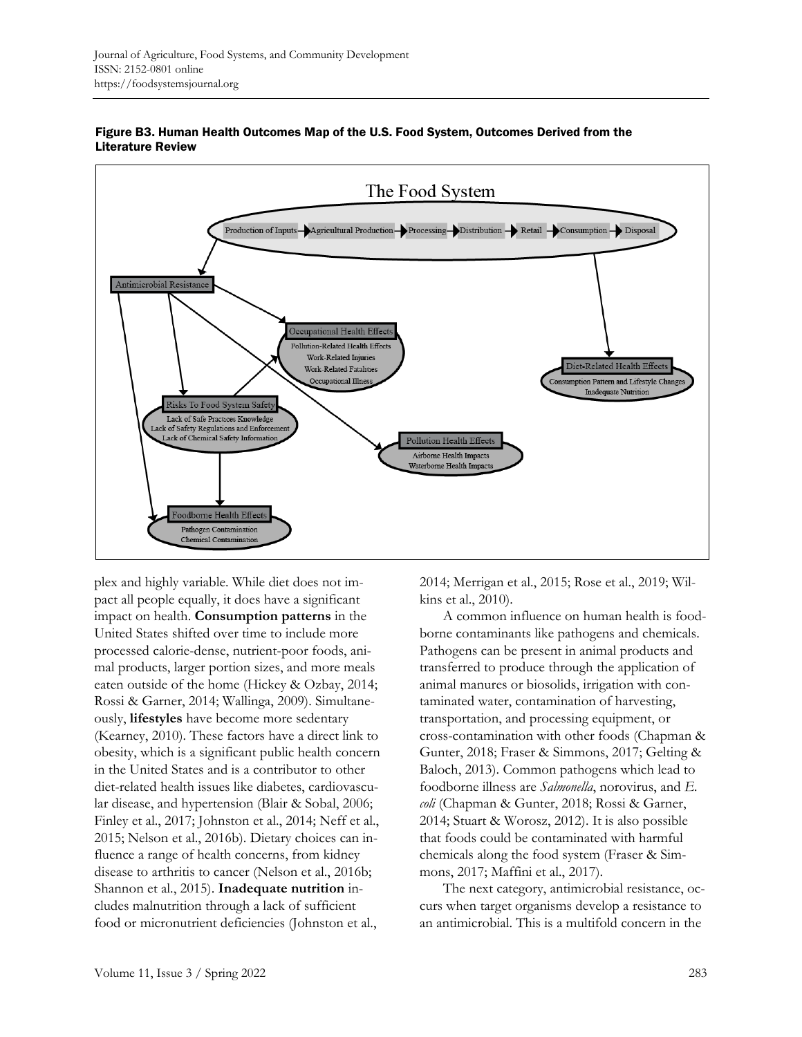**Figure B3. Human Health Outcomes Map of the U.S. Food System, Outcomes Derived from the Literature Review**

plex and highly variable. While diet does not impact all people equally, it does have a significant impact on health. **Consumption patterns** in the United States shifted over time to include more processed calorie-dense, nutrient-poor foods, animal products, larger portion sizes, and more meals eaten outside of the home (Hickey & Ozbay, 2014; Rossi & Garner, 2014; Wallinga, 2009). Simultaneously, **lifestyles** have become more sedentary (Kearney, 2010). These factors have a direct link to obesity, which is a significant public health concern in the United States and is a contributor to other diet-related health issues like diabetes, cardiovascular disease, and hypertension (Blair & Sobal, 2006; Finley et al., 2017; Johnston et al., 2014; Neff et al., 2015; Nelson et al., 2016b). Dietary choices can influence a range of health concerns, from kidney disease to arthritis to cancer (Nelson et al., 2016b; Shannon et al., 2015). **Inadequate nutrition** includes malnutrition through a lack of sufficient food or micronutrient deficiencies (Johnston et al., 2014; Merrigan et al., 2015; Rose et al., 2019; Wilkins et al., 2010).

A common influence on human health is foodborne contaminants like pathogens and chemicals. Pathogens can be present in animal products and transferred to produce through the application of animal manures or biosolids, irrigation with contaminated water, contamination of harvesting, transportation, and processing equipment, or cross-contamination with other foods (Chapman & Gunter, 2018; Fraser & Simmons, 2017; Gelting & Baloch, 2013). Common pathogens which lead to foodborne illness are *Salmonella*, norovirus, and *E. coli* (Chapman & Gunter, 2018; Rossi & Garner, 2014; Stuart & Worosz, 2012). It is also possible that foods could be contaminated with harmful chemicals along the food system (Fraser & Simmons, 2017; Maffini et al., 2017).

The next category, antimicrobial resistance, occurs when target organisms develop a resistance to an antimicrobial. This is a multifold concern in the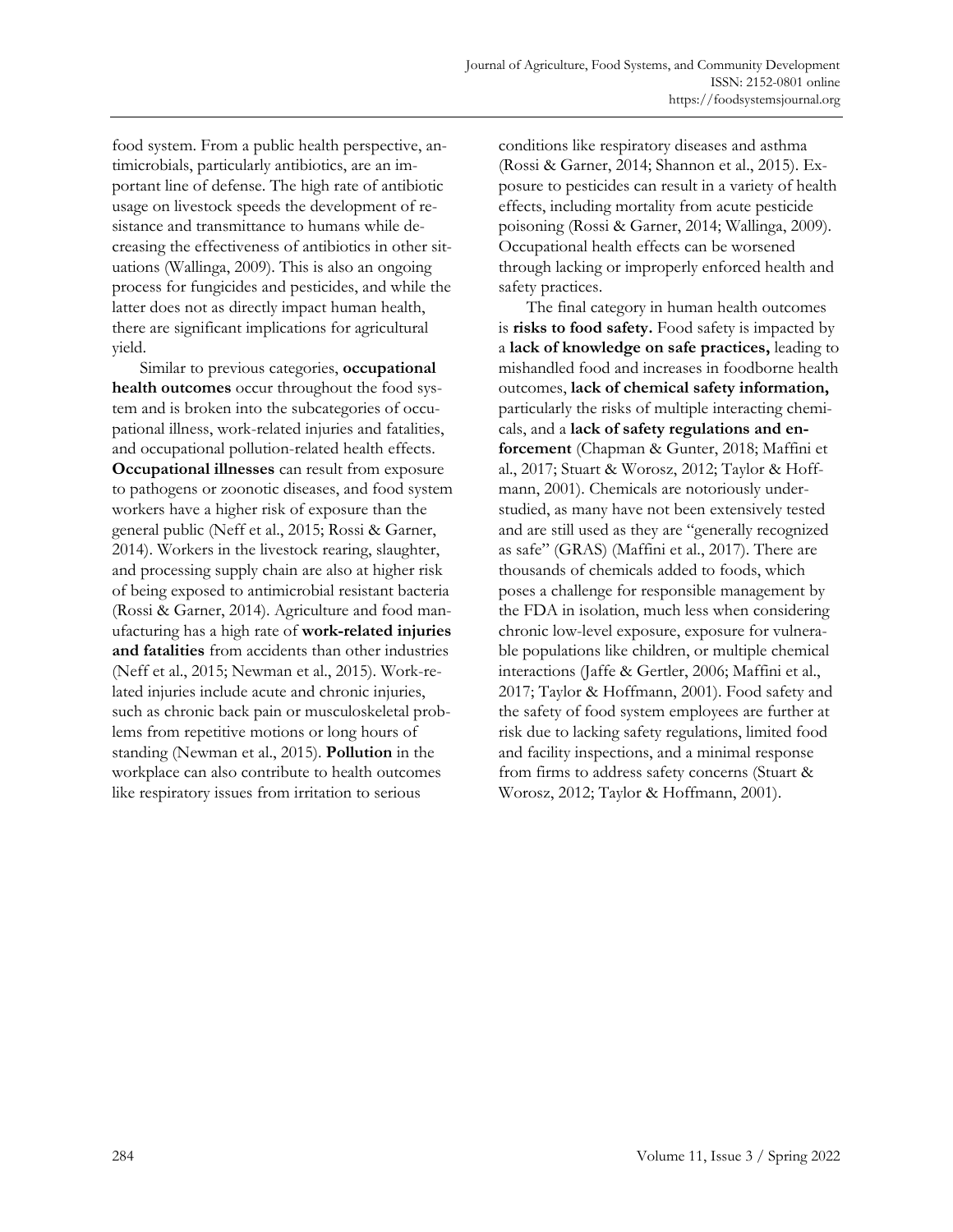food system. From a public health perspective, antimicrobials, particularly antibiotics, are an important line of defense. The high rate of antibiotic usage on livestock speeds the development of resistance and transmittance to humans while decreasing the effectiveness of antibiotics in other situations (Wallinga, 2009). This is also an ongoing process for fungicides and pesticides, and while the latter does not as directly impact human health, there are significant implications for agricultural yield.

Similar to previous categories, **occupational health outcomes** occur throughout the food system and is broken into the subcategories of occupational illness, work-related injuries and fatalities, and occupational pollution-related health effects. **Occupational illnesses** can result from exposure to pathogens or zoonotic diseases, and food system workers have a higher risk of exposure than the general public (Neff et al., 2015; Rossi & Garner, 2014). Workers in the livestock rearing, slaughter, and processing supply chain are also at higher risk of being exposed to antimicrobial resistant bacteria (Rossi & Garner, 2014). Agriculture and food manufacturing has a high rate of **work-related injuries and fatalities** from accidents than other industries (Neff et al., 2015; Newman et al., 2015). Work-related injuries include acute and chronic injuries, such as chronic back pain or musculoskeletal problems from repetitive motions or long hours of standing (Newman et al., 2015). **Pollution** in the workplace can also contribute to health outcomes like respiratory issues from irritation to serious conditions like respiratory diseases and asthma (Rossi & Garner, 2014; Shannon et al., 2015). Exposure to pesticides can result in a variety of health effects, including mortality from acute pesticide poisoning (Rossi & Garner, 2014; Wallinga, 2009). Occupational health effects can be worsened through lacking or improperly enforced health and safety practices.

The final category in human health outcomes is **risks to food safety.** Food safety is impacted by a **lack of knowledge on safe practices,** leading to mishandled food and increases in foodborne health outcomes, **lack of chemical safety information,** particularly the risks of multiple interacting chemicals, and a **lack of safety regulations and enforcement** (Chapman & Gunter, 2018; Maffini et al., 2017; Stuart & Worosz, 2012; Taylor & Hoffmann, 2001). Chemicals are notoriously understudied, as many have not been extensively tested and are still used as they are "generally recognized as safe" (GRAS) (Maffini et al., 2017). There are thousands of chemicals added to foods, which poses a challenge for responsible management by the FDA in isolation, much less when considering chronic low-level exposure, exposure for vulnerable populations like children, or multiple chemical interactions (Jaffe & Gertler, 2006; Maffini et al., 2017; Taylor & Hoffmann, 2001). Food safety and the safety of food system employees are further at risk due to lacking safety regulations, limited food and facility inspections, and a minimal response from firms to address safety concerns (Stuart & Worosz, 2012; Taylor & Hoffmann, 2001).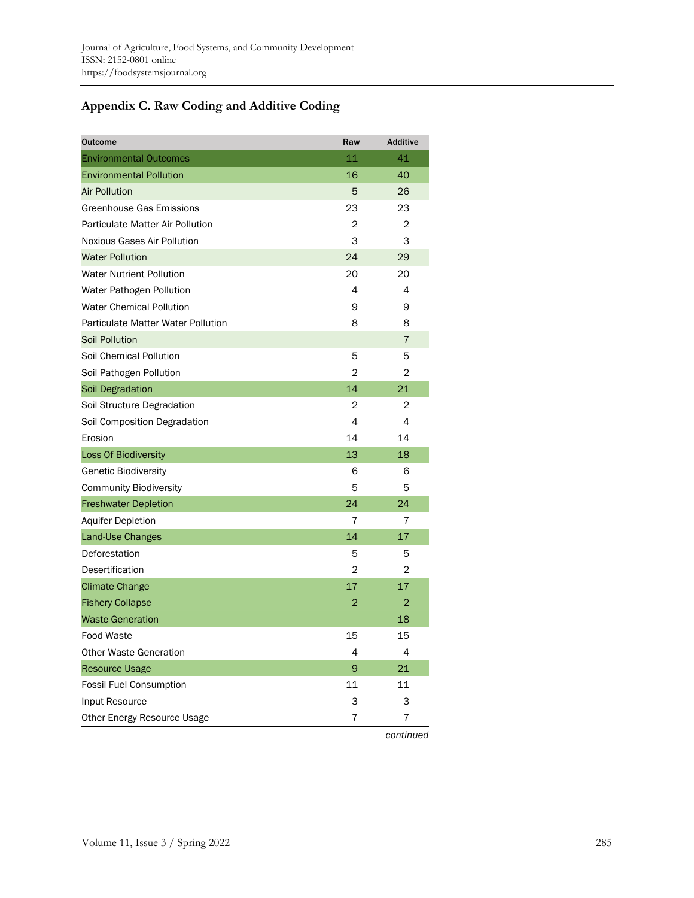## Appendix C. Raw Coding and Additive Coding

| Outcome | Raw | Additive |
|---|---|---|
| Environmental Outcomes | 11 | 41 |
| Environmental Pollution | 16 | 40 |
| Air Pollution | 5 | 26 |
| Greenhouse Gas Emissions | 23 | 23 |
| Particulate Matter Air Pollution | 2 | 2 |
| Noxious Gases Air Pollution | 3 | 3 |
| Water Pollution | 24 | 29 |
| Water Nutrient Pollution | 20 | 20 |
| Water Pathogen Pollution | 4 | 4 |
| Water Chemical Pollution | 9 | 9 |
| Particulate Matter Water Pollution | 8 | 8 |
| Soil Pollution | | 7 |
| Soil Chemical Pollution | 5 | 5 |
| Soil Pathogen Pollution | 2 | 2 |
| Soil Degradation | 14 | 21 |
| Soil Structure Degradation | 2 | 2 |
| Soil Composition Degradation | 4 | 4 |
| Erosion | 14 | 14 |
| Loss Of Biodiversity | 13 | 18 |
| Genetic Biodiversity | 6 | 6 |
| Community Biodiversity | 5 | 5 |
| Freshwater Depletion | 24 | 24 |
| Aquifer Depletion | 7 | 7 |
| Land-Use Changes | 14 | 17 |
| Deforestation | 5 | 5 |
| Desertification | 2 | 2 |
| Climate Change | 17 | 17 |
| Fishery Collapse | 2 | 2 |
| Waste Generation | | 18 |
| Food Waste | 15 | 15 |
| Other Waste Generation | 4 | 4 |
| Resource Usage | 9 | 21 |
| Fossil Fuel Consumption | 11 | 11 |
| Input Resource | 3 | 3 |
| Other Energy Resource Usage | 7 | 7 |

*continued*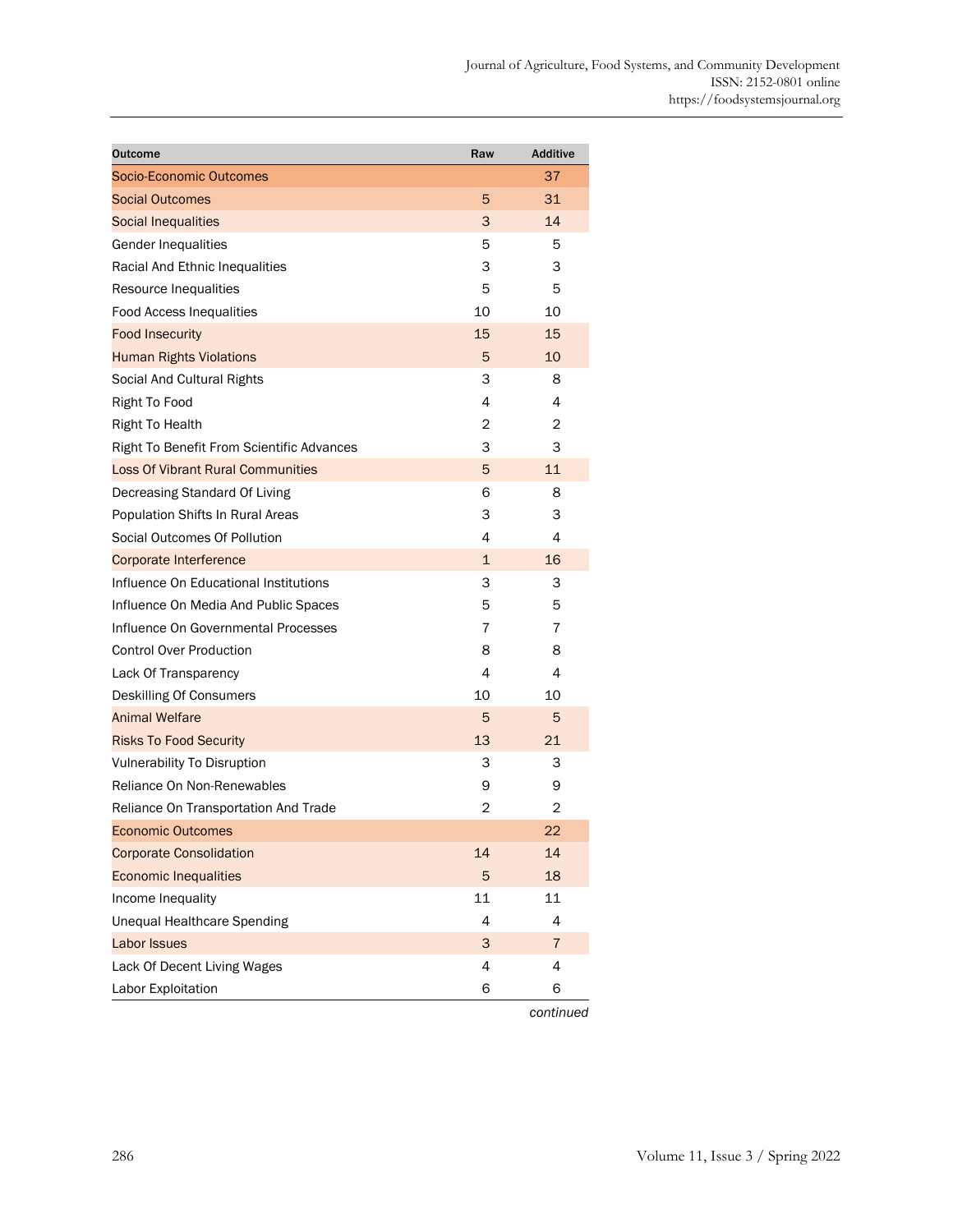| Outcome | Raw | Additive |
|---|---|---|
| Socio-Economic Outcomes | | 37 |
| Social Outcomes | 5 | 31 |
| Social Inequalities | 3 | 14 |
| Gender Inequalities | 5 | 5 |
| Racial And Ethnic Inequalities | 3 | 3 |
| Resource Inequalities | 5 | 5 |
| Food Access Inequalities | 10 | 10 |
| Food Insecurity | 15 | 15 |
| Human Rights Violations | 5 | 10 |
| Social And Cultural Rights | 3 | 8 |
| Right To Food | 4 | 4 |
| Right To Health | 2 | 2 |
| Right To Benefit From Scientific Advances | 3 | 3 |
| Loss Of Vibrant Rural Communities | 5 | 11 |
| Decreasing Standard Of Living | 6 | 8 |
| Population Shifts In Rural Areas | 3 | 3 |
| Social Outcomes Of Pollution | 4 | 4 |
| Corporate Interference | 1 | 16 |
| Influence On Educational Institutions | 3 | 3 |
| Influence On Media And Public Spaces | 5 | 5 |
| Influence On Governmental Processes | 7 | 7 |
| Control Over Production | 8 | 8 |
| Lack Of Transparency | 4 | 4 |
| Deskilling Of Consumers | 10 | 10 |
| Animal Welfare | 5 | 5 |
| Risks To Food Security | 13 | 21 |
| Vulnerability To Disruption | 3 | 3 |
| Reliance On Non-Renewables | 9 | 9 |
| Reliance On Transportation And Trade | 2 | 2 |
| Economic Outcomes | | 22 |
| Corporate Consolidation | 14 | 14 |
| Economic Inequalities | 5 | 18 |
| Income Inequality | 11 | 11 |
| Unequal Healthcare Spending | 4 | 4 |
| Labor Issues | 3 | 7 |
| Lack Of Decent Living Wages | 4 | 4 |
| Labor Exploitation | 6 | 6 |

*continued*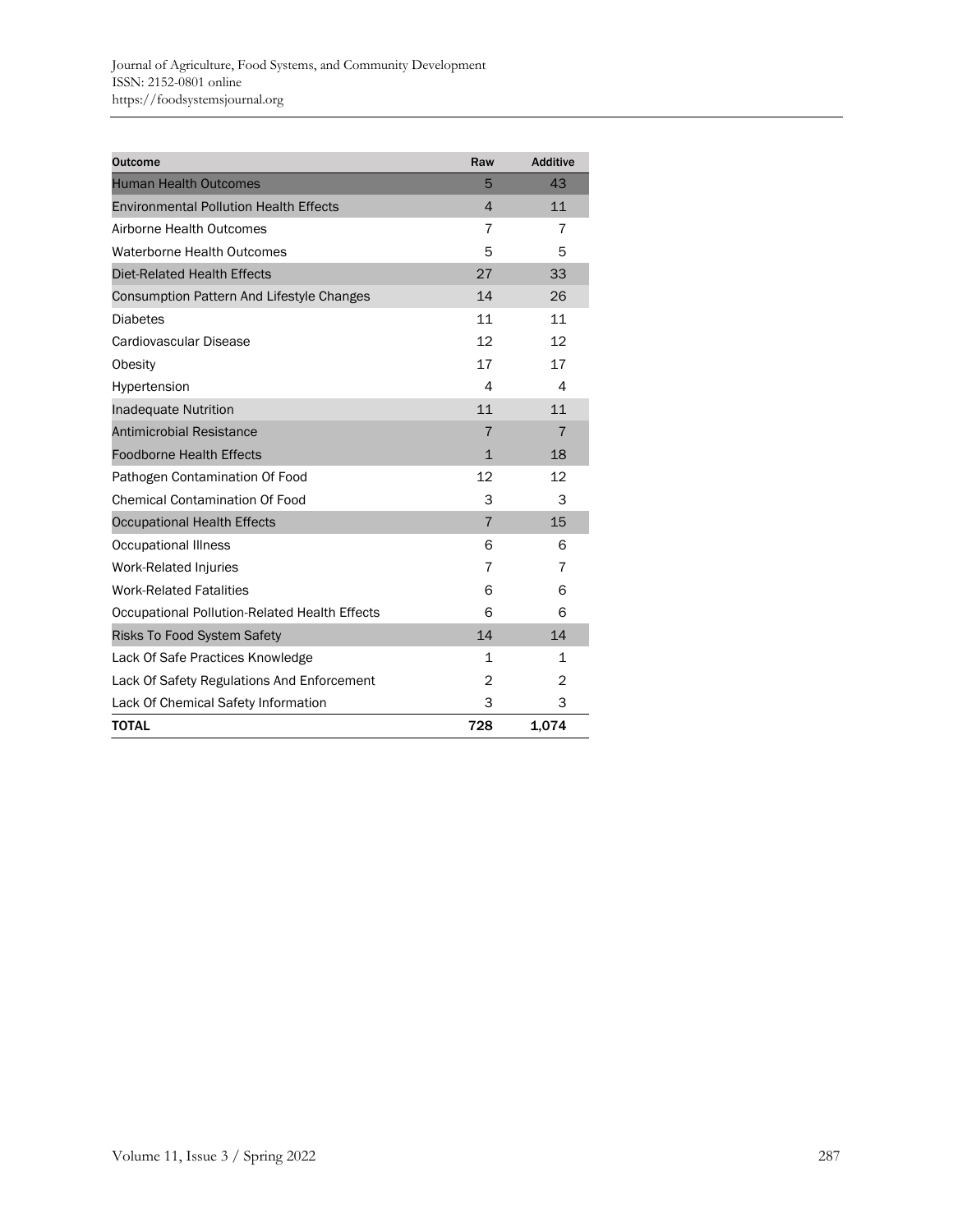| Outcome | Raw | Additive |
|---|---|---|
| Human Health Outcomes | 5 | 43 |
| Environmental Pollution Health Effects | 4 | 11 |
| Airborne Health Outcomes | 7 | 7 |
| Waterborne Health Outcomes | 5 | 5 |
| Diet-Related Health Effects | 27 | 33 |
| Consumption Pattern And Lifestyle Changes | 14 | 26 |
| Diabetes | 11 | 11 |
| Cardiovascular Disease | 12 | 12 |
| Obesity | 17 | 17 |
| Hypertension | 4 | 4 |
| Inadequate Nutrition | 11 | 11 |
| Antimicrobial Resistance | 7 | 7 |
| Foodborne Health Effects | 1 | 18 |
| Pathogen Contamination Of Food | 12 | 12 |
| Chemical Contamination Of Food | 3 | 3 |
| Occupational Health Effects | 7 | 15 |
| Occupational Illness | 6 | 6 |
| Work-Related Injuries | 7 | 7 |
| Work-Related Fatalities | 6 | 6 |
| Occupational Pollution-Related Health Effects | 6 | 6 |
| Risks To Food System Safety | 14 | 14 |
| Lack Of Safe Practices Knowledge | 1 | 1 |
| Lack Of Safety Regulations And Enforcement | 2 | 2 |
| Lack Of Chemical Safety Information | 3 | 3 |
| **TOTAL** | **728** | **1,074** |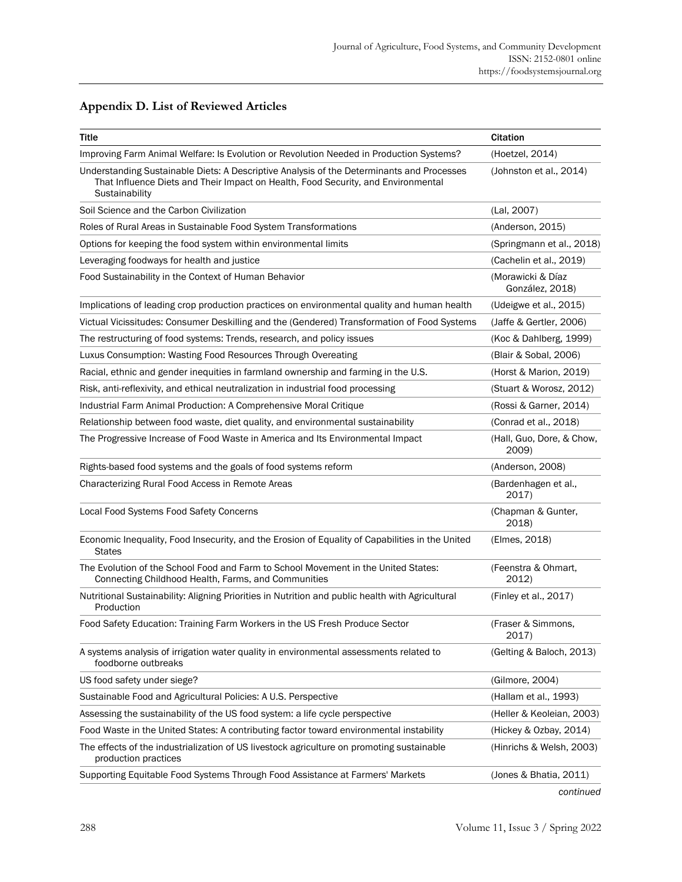## Appendix D. List of Reviewed Articles

| Title | Citation |
| --- | --- |
| Improving Farm Animal Welfare: Is Evolution or Revolution Needed in Production Systems? | (Hoetzel, 2014) |
| Understanding Sustainable Diets: A Descriptive Analysis of the Determinants and Processes That Influence Diets and Their Impact on Health, Food Security, and Environmental Sustainability | (Johnston et al., 2014) |
| Soil Science and the Carbon Civilization | (Lal, 2007) |
| Roles of Rural Areas in Sustainable Food System Transformations | (Anderson, 2015) |
| Options for keeping the food system within environmental limits | (Springmann et al., 2018) |
| Leveraging foodways for health and justice | (Cachelin et al., 2019) |
| Food Sustainability in the Context of Human Behavior | (Morawicki & Díaz González, 2018) |
| Implications of leading crop production practices on environmental quality and human health | (Udeigwe et al., 2015) |
| Victual Vicissitudes: Consumer Deskilling and the (Gendered) Transformation of Food Systems | (Jaffe & Gertler, 2006) |
| The restructuring of food systems: Trends, research, and policy issues | (Koc & Dahlberg, 1999) |
| Luxus Consumption: Wasting Food Resources Through Overeating | (Blair & Sobal, 2006) |
| Racial, ethnic and gender inequities in farmland ownership and farming in the U.S. | (Horst & Marion, 2019) |
| Risk, anti-reflexivity, and ethical neutralization in industrial food processing | (Stuart & Worosz, 2012) |
| Industrial Farm Animal Production: A Comprehensive Moral Critique | (Rossi & Garner, 2014) |
| Relationship between food waste, diet quality, and environmental sustainability | (Conrad et al., 2018) |
| The Progressive Increase of Food Waste in America and Its Environmental Impact | (Hall, Guo, Dore, & Chow, 2009) |
| Rights-based food systems and the goals of food systems reform | (Anderson, 2008) |
| Characterizing Rural Food Access in Remote Areas | (Bardenhagen et al., 2017) |
| Local Food Systems Food Safety Concerns | (Chapman & Gunter, 2018) |
| Economic Inequality, Food Insecurity, and the Erosion of Equality of Capabilities in the United States | (Elmes, 2018) |
| The Evolution of the School Food and Farm to School Movement in the United States: Connecting Childhood Health, Farms, and Communities | (Feenstra & Ohmart, 2012) |
| Nutritional Sustainability: Aligning Priorities in Nutrition and public health with Agricultural Production | (Finley et al., 2017) |
| Food Safety Education: Training Farm Workers in the US Fresh Produce Sector | (Fraser & Simmons, 2017) |
| A systems analysis of irrigation water quality in environmental assessments related to foodborne outbreaks | (Gelting & Baloch, 2013) |
| US food safety under siege? | (Gilmore, 2004) |
| Sustainable Food and Agricultural Policies: A U.S. Perspective | (Hallam et al., 1993) |
| Assessing the sustainability of the US food system: a life cycle perspective | (Heller & Keoleian, 2003) |
| Food Waste in the United States: A contributing factor toward environmental instability | (Hickey & Ozbay, 2014) |
| The effects of the industrialization of US livestock agriculture on promoting sustainable production practices | (Hinrichs & Welsh, 2003) |
| Supporting Equitable Food Systems Through Food Assistance at Farmers' Markets | (Jones & Bhatia, 2011) |

*continued*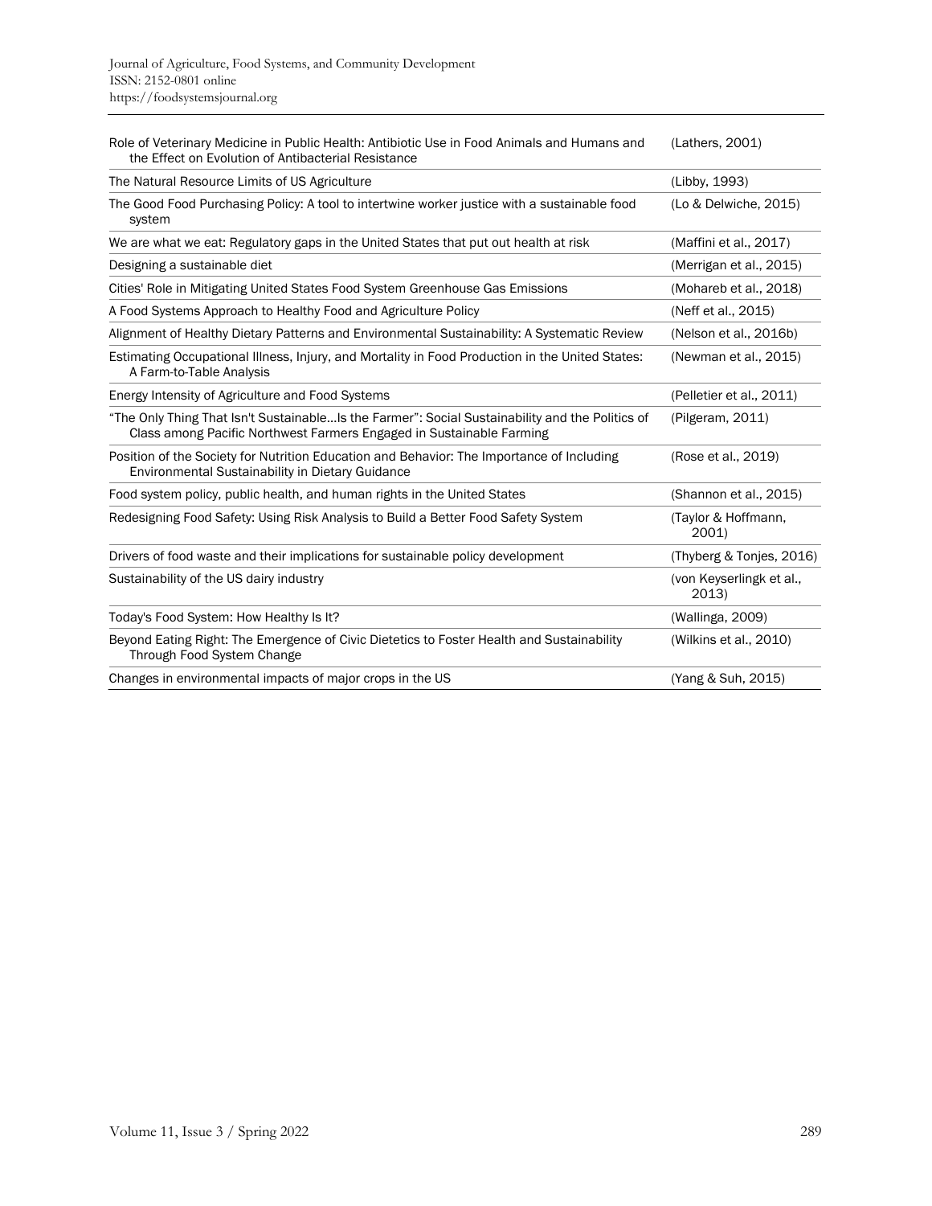| | |
|---|---|
| Role of Veterinary Medicine in Public Health: Antibiotic Use in Food Animals and Humans and the Effect on Evolution of Antibacterial Resistance | (Lathers, 2001) |
| The Natural Resource Limits of US Agriculture | (Libby, 1993) |
| The Good Food Purchasing Policy: A tool to intertwine worker justice with a sustainable food system | (Lo & Delwiche, 2015) |
| We are what we eat: Regulatory gaps in the United States that put out health at risk | (Maffini et al., 2017) |
| Designing a sustainable diet | (Merrigan et al., 2015) |
| Cities' Role in Mitigating United States Food System Greenhouse Gas Emissions | (Mohareb et al., 2018) |
| A Food Systems Approach to Healthy Food and Agriculture Policy | (Neff et al., 2015) |
| Alignment of Healthy Dietary Patterns and Environmental Sustainability: A Systematic Review | (Nelson et al., 2016b) |
| Estimating Occupational Illness, Injury, and Mortality in Food Production in the United States: A Farm-to-Table Analysis | (Newman et al., 2015) |
| Energy Intensity of Agriculture and Food Systems | (Pelletier et al., 2011) |
| "The Only Thing That Isn't Sustainable…Is the Farmer": Social Sustainability and the Politics of Class among Pacific Northwest Farmers Engaged in Sustainable Farming | (Pilgeram, 2011) |
| Position of the Society for Nutrition Education and Behavior: The Importance of Including Environmental Sustainability in Dietary Guidance | (Rose et al., 2019) |
| Food system policy, public health, and human rights in the United States | (Shannon et al., 2015) |
| Redesigning Food Safety: Using Risk Analysis to Build a Better Food Safety System | (Taylor & Hoffmann, 2001) |
| Drivers of food waste and their implications for sustainable policy development | (Thyberg & Tonjes, 2016) |
| Sustainability of the US dairy industry | (von Keyserlingk et al., 2013) |
| Today's Food System: How Healthy Is It? | (Wallinga, 2009) |
| Beyond Eating Right: The Emergence of Civic Dietetics to Foster Health and Sustainability Through Food System Change | (Wilkins et al., 2010) |
| Changes in environmental impacts of major crops in the US | (Yang & Suh, 2015) |